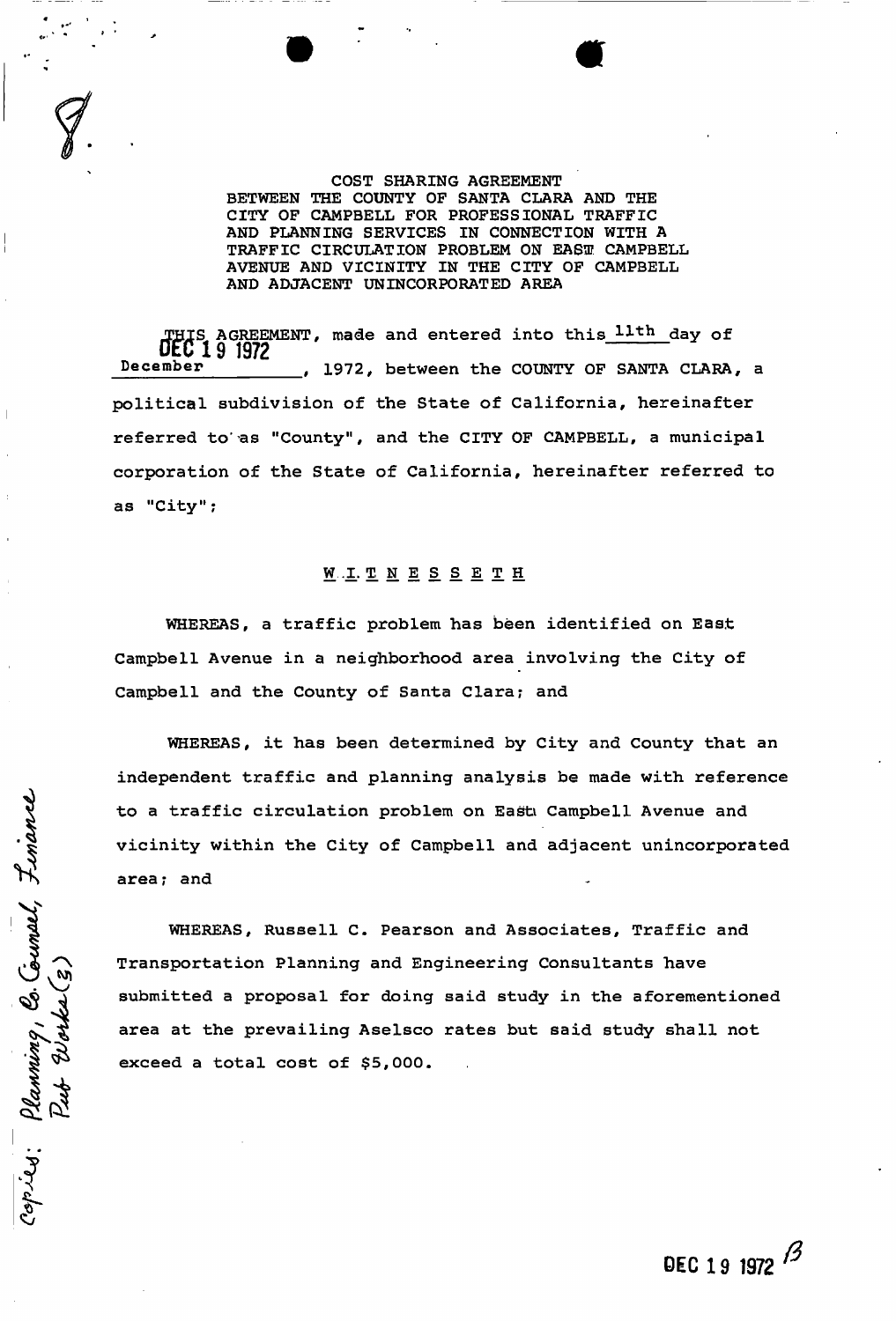COST SHARING AGREEMENT BETWEEN THE COUNTY OF SANTA CLARA AND THE CITY OF CAMPBELL FOR PROFESSIONAL TRAFFIC AND PLANNING SERVICES IN CONNECTION WITH A TRAFFIC CIRCULATION PROBLEM ON EAST CAMPBELL AVENUE AND VICINITY IN THE CITY OF CAMPBELL AND ADJACENT UNINCORPORATED AREA

DEC 19 1972

THIS AGREEMENT, made and entered into this 11th day of December, 1972, between the COUNTY OF SANTA CLARA, a political subdivision of the State of California, hereinafter referred to as "County", and the CITY OF CAMPBELL, a municipal corporation of the State of California, hereinafter referred to as "City";

W I T N E S S E T H

WHEREAS, a traffic problem has been identified on East Campbell Avenue in a neighborhood area involving the City of Campbell and the County of Santa Clara; and

WHEREAS, it has been determined by City and County that an independent traffic and planning analysis be made with reference to a traffic circulation problem on East Campbell Avenue and vicinity within the City of Campbell and adjacent unincorporated area; and

WHEREAS, Russell C. Pearson and Associates, Traffic and Transportation Planning and Engineering Consultants have submitted a proposal for doing said study in the aforementioned area at the prevailing Aselsco rates but said study shall not exceed a total cost of $5,000.

copies: Planning, Co. Counsel, Finance, Pub Works (3)

DEC 19 1972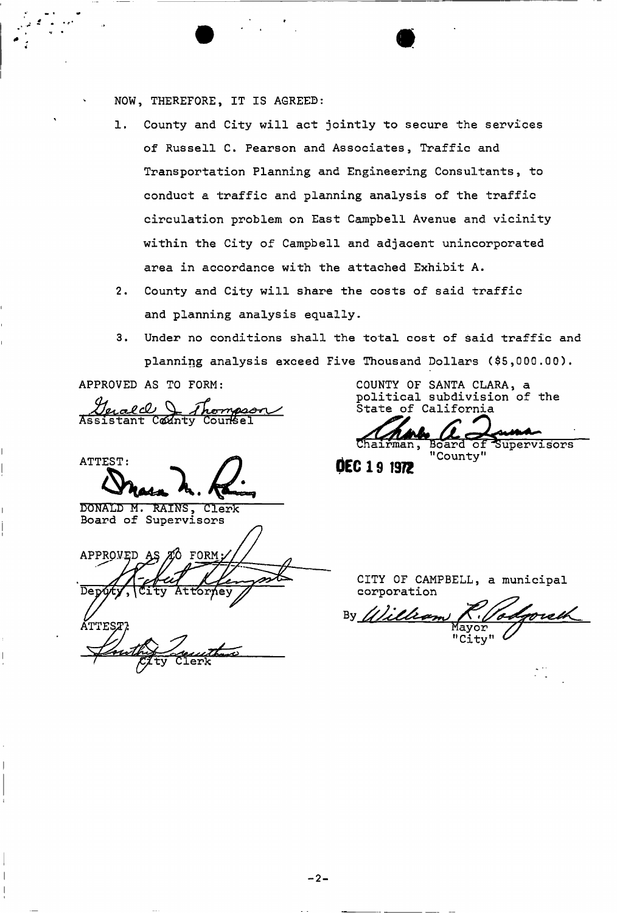NOW, THEREFORE, IT IS AGREED:

1. County and City will act jointly to secure the services of Russell C. Pearson and Associates, Traffic and Transportation Planning and Engineering Consultants, to conduct a traffic and planning analysis of the traffic circulation problem on East Campbell Avenue and vicinity within the City of Campbell and adjacent unincorporated area in accordance with the attached Exhibit A.
2. County and City will share the costs of said traffic and planning analysis equally.
3. Under no conditions shall the total cost of said traffic and planning analysis exceed Five Thousand Dollars ($5,000.00).

APPROVED AS TO FORM:

Gerald J. Thompson
Assistant County Counsel

COUNTY OF SANTA CLARA, a political subdivision of the State of California

Chairman, Board of Supervisors
"County"

DEC 19 1972

ATTEST:

DONALD M. RAINS, Clerk
Board of Supervisors

APPROVED AS TO FORM:

Deputy, City Attorney

CITY OF CAMPBELL, a municipal corporation

By William R. Podgorsek
Mayor
"City"

ATTEST:

City Clerk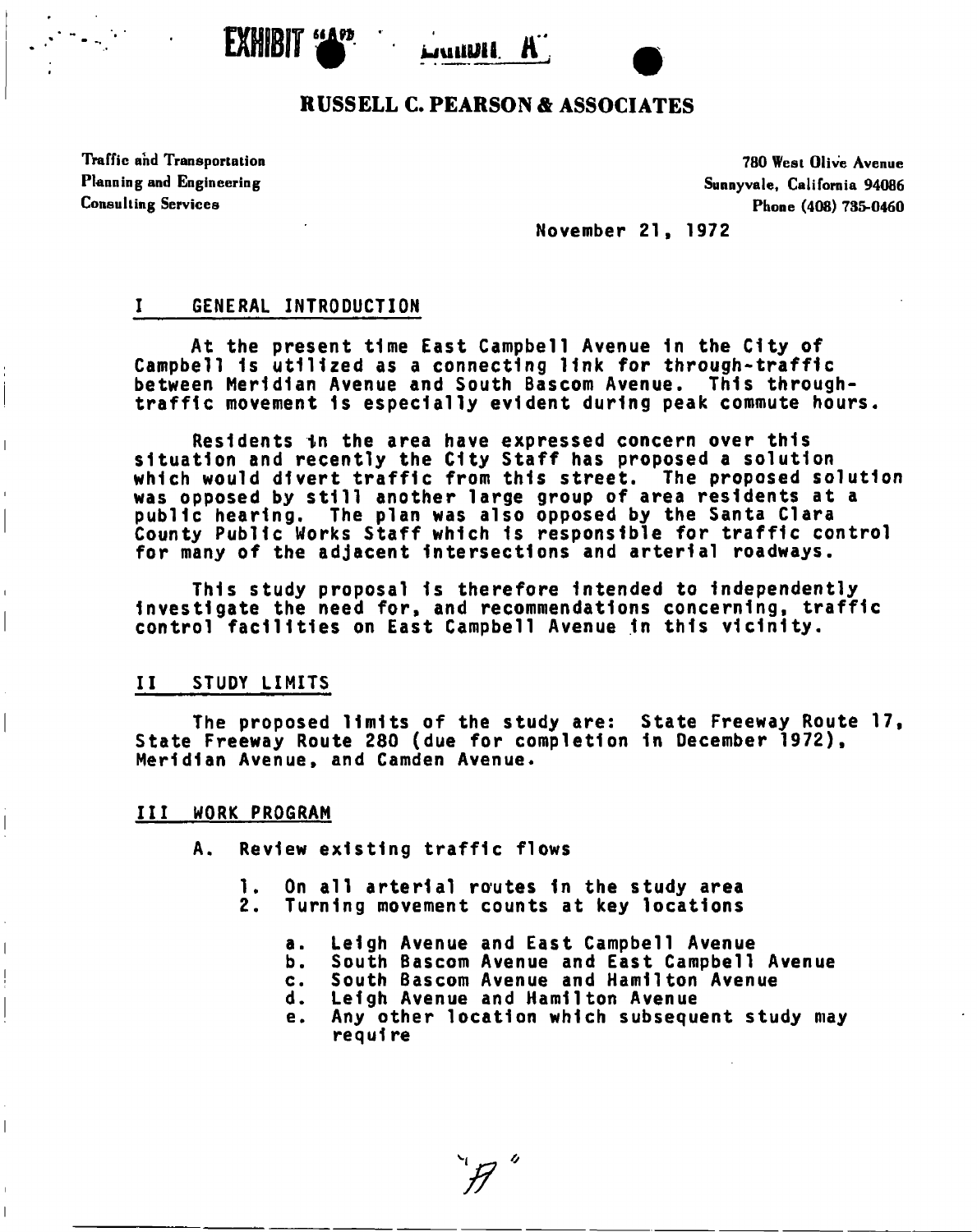EXHIBIT "A"

# RUSSELL C. PEARSON & ASSOCIATES

Traffic and Transportation
Planning and Engineering
Consulting Services

780 West Olive Avenue
Sunnyvale, California 94086
Phone (408) 735-0460

November 21, 1972

## I GENERAL INTRODUCTION

At the present time East Campbell Avenue in the City of Campbell is utilized as a connecting link for through-traffic between Meridian Avenue and South Bascom Avenue. This through-traffic movement is especially evident during peak commute hours.

Residents in the area have expressed concern over this situation and recently the City Staff has proposed a solution which would divert traffic from this street. The proposed solution was opposed by still another large group of area residents at a public hearing. The plan was also opposed by the Santa Clara County Public Works Staff which is responsible for traffic control for many of the adjacent intersections and arterial roadways.

This study proposal is therefore intended to independently investigate the need for, and recommendations concerning, traffic control facilities on East Campbell Avenue in this vicinity.

## II STUDY LIMITS

The proposed limits of the study are: State Freeway Route 17, State Freeway Route 280 (due for completion in December 1972), Meridian Avenue, and Camden Avenue.

## III WORK PROGRAM

A. Review existing traffic flows

1. On all arterial routes in the study area
2. Turning movement counts at key locations

   a. Leigh Avenue and East Campbell Avenue
   b. South Bascom Avenue and East Campbell Avenue
   c. South Bascom Avenue and Hamilton Avenue
   d. Leigh Avenue and Hamilton Avenue
   e. Any other location which subsequent study may require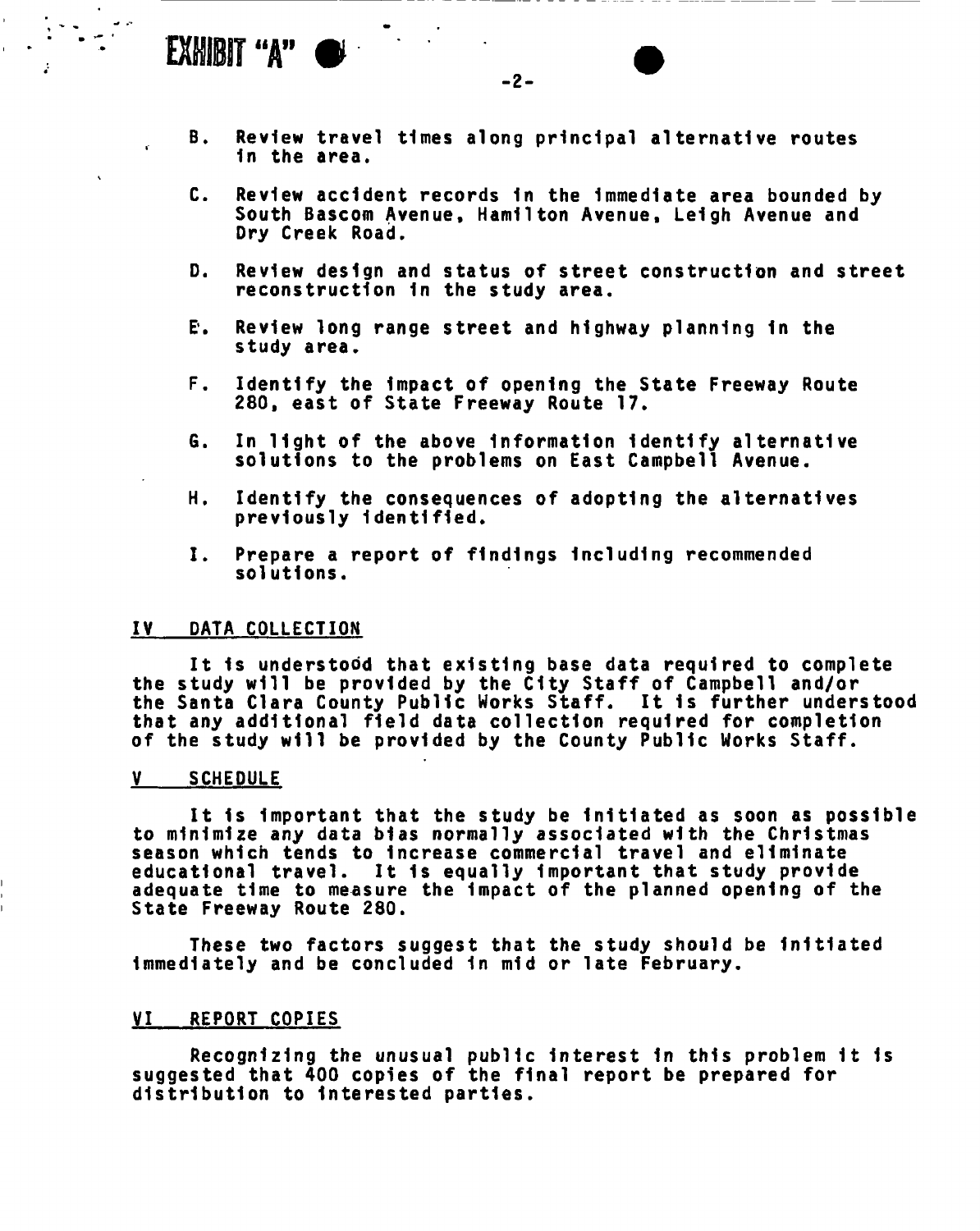EXHIBIT "A"

B. Review travel times along principal alternative routes in the area.

C. Review accident records in the immediate area bounded by South Bascom Avenue, Hamilton Avenue, Leigh Avenue and Dry Creek Road.

D. Review design and status of street construction and street reconstruction in the study area.

E. Review long range street and highway planning in the study area.

F. Identify the impact of opening the State Freeway Route 280, east of State Freeway Route 17.

G. In light of the above information identify alternative solutions to the problems on East Campbell Avenue.

H. Identify the consequences of adopting the alternatives previously identified.

I. Prepare a report of findings including recommended solutions.

## IV DATA COLLECTION

It is understood that existing base data required to complete the study will be provided by the City Staff of Campbell and/or the Santa Clara County Public Works Staff. It is further understood that any additional field data collection required for completion of the study will be provided by the County Public Works Staff.

## V SCHEDULE

It is important that the study be initiated as soon as possible to minimize any data bias normally associated with the Christmas season which tends to increase commercial travel and eliminate educational travel. It is equally important that study provide adequate time to measure the impact of the planned opening of the State Freeway Route 280.

These two factors suggest that the study should be initiated immediately and be concluded in mid or late February.

## VI REPORT COPIES

Recognizing the unusual public interest in this problem it is suggested that 400 copies of the final report be prepared for distribution to interested parties.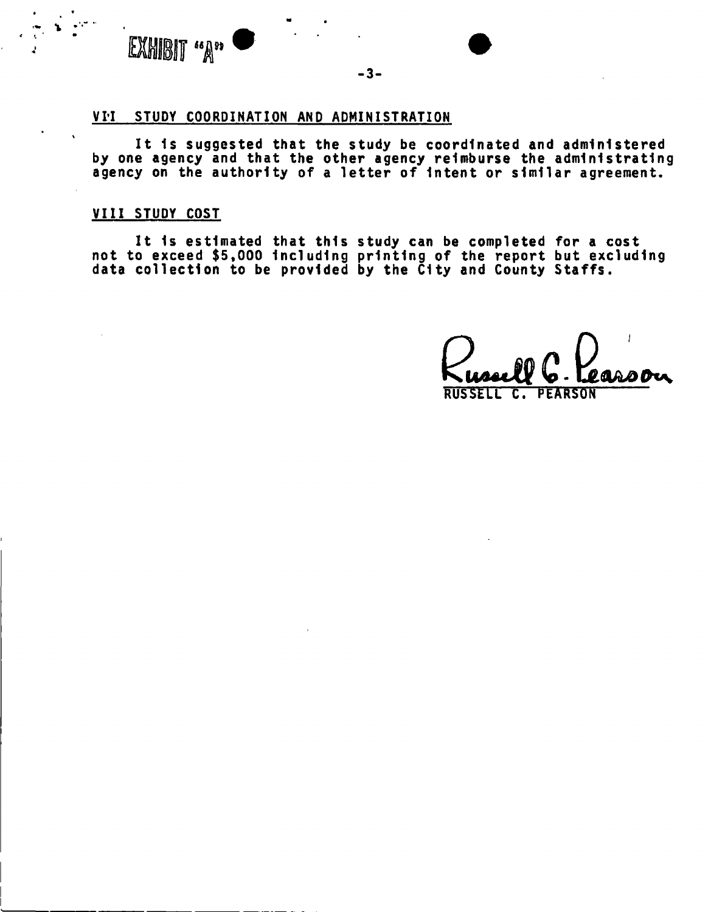EXHIBIT "A"

## VII STUDY COORDINATION AND ADMINISTRATION

It is suggested that the study be coordinated and administered by one agency and that the other agency reimburse the administrating agency on the authority of a letter of intent or similar agreement.

## VIII STUDY COST

It is estimated that this study can be completed for a cost not to exceed $5,000 including printing of the report but excluding data collection to be provided by the City and County Staffs.

Russell C. Pearson

RUSSELL C. PEARSON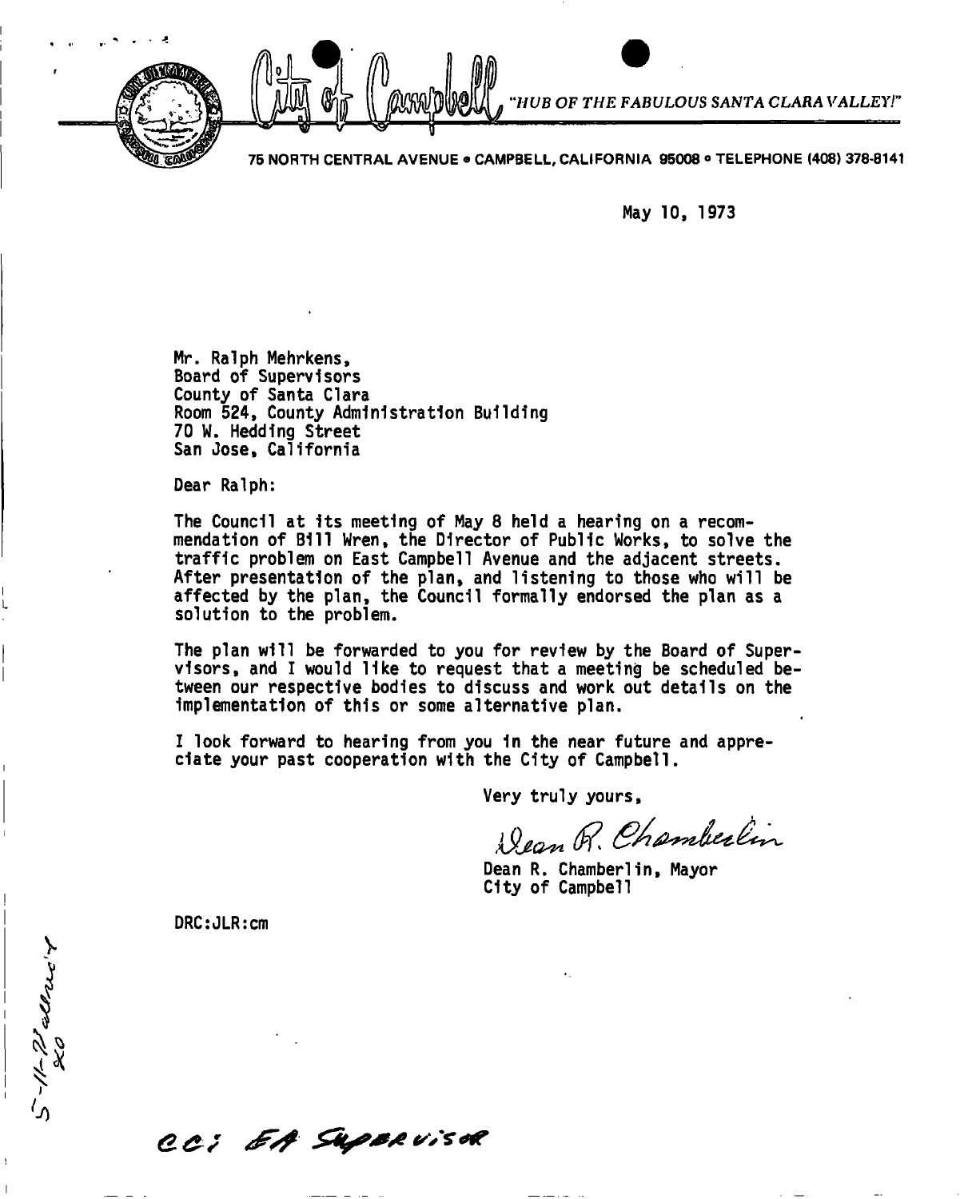City of Campbell *"HUB OF THE FABULOUS SANTA CLARA VALLEY!"*

75 NORTH CENTRAL AVENUE • CAMPBELL, CALIFORNIA 95008 • TELEPHONE (408) 378-8141

May 10, 1973

Mr. Ralph Mehrkens,
Board of Supervisors
County of Santa Clara
Room 524, County Administration Building
70 W. Hedding Street
San Jose, California

Dear Ralph:

The Council at its meeting of May 8 held a hearing on a recommendation of Bill Wren, the Director of Public Works, to solve the traffic problem on East Campbell Avenue and the adjacent streets. After presentation of the plan, and listening to those who will be affected by the plan, the Council formally endorsed the plan as a solution to the problem.

The plan will be forwarded to you for review by the Board of Supervisors, and I would like to request that a meeting be scheduled between our respective bodies to discuss and work out details on the implementation of this or some alternative plan.

I look forward to hearing from you in the near future and appreciate your past cooperation with the City of Campbell.

Very truly yours,

*Dean R. Chamberlin*

Dean R. Chamberlin, Mayor
City of Campbell

DRC:JLR:cm

5-11-73 alrnc'd
20

cc: EA Supervisor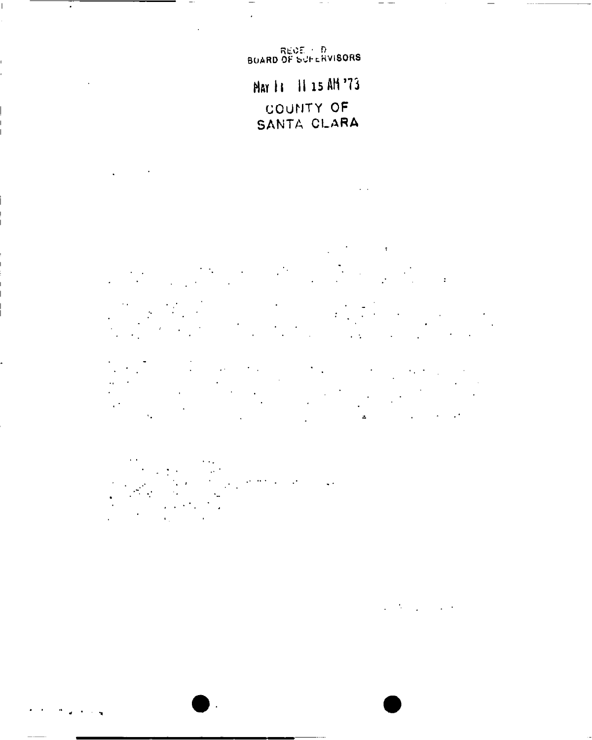RECEIVED
BOARD OF SUPERVISORS

MAY 11 11 15 AM '73

COUNTY OF
SANTA CLARA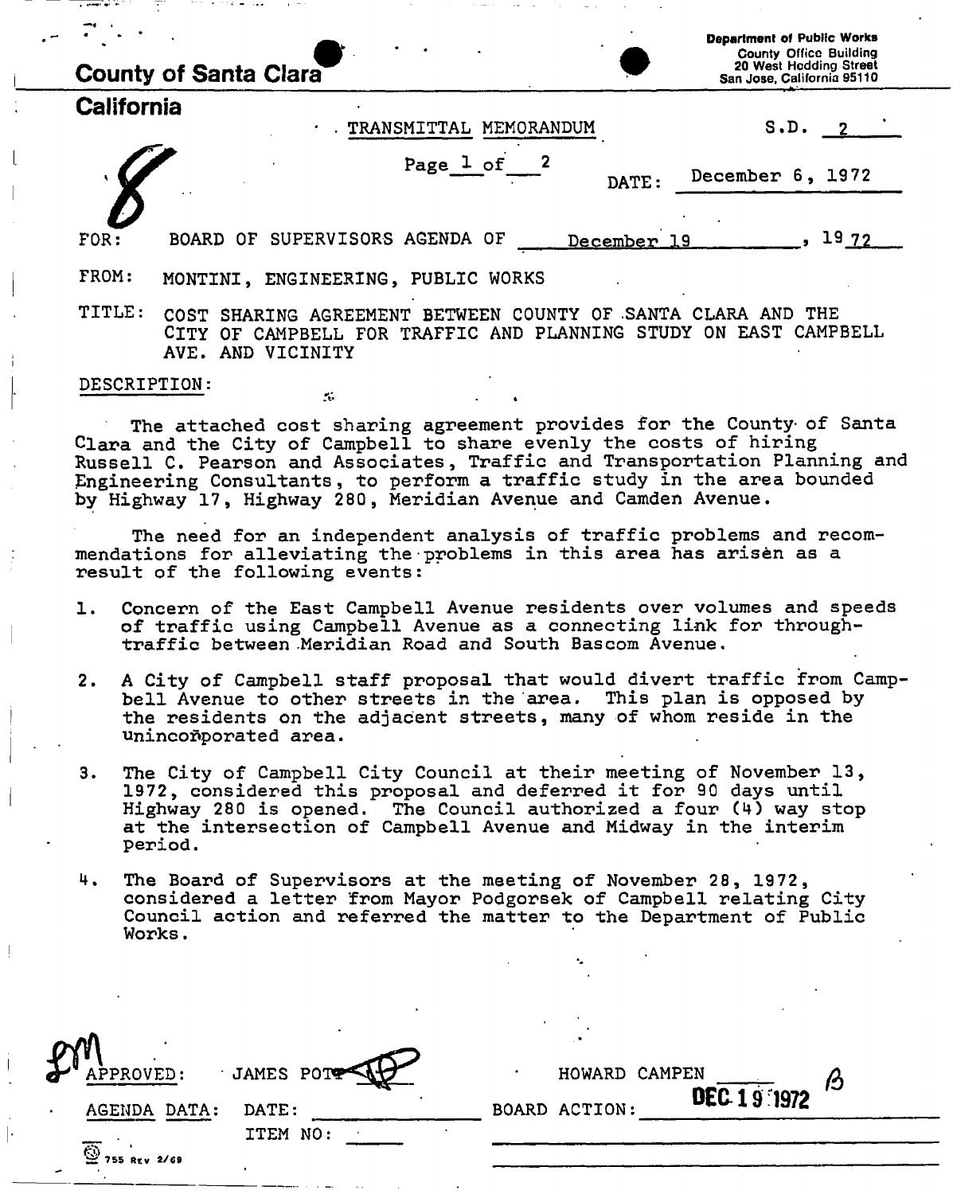**County of Santa Clara**

**California**

Department of Public Works
County Office Building
20 West Hedding Street
San Jose, California 95110

TRANSMITTAL MEMORANDUM

S.D. 2

Page 1 of 2

DATE: December 6, 1972

8

FOR: BOARD OF SUPERVISORS AGENDA OF December 19, 1972

FROM: MONTINI, ENGINEERING, PUBLIC WORKS

TITLE: COST SHARING AGREEMENT BETWEEN COUNTY OF SANTA CLARA AND THE CITY OF CAMPBELL FOR TRAFFIC AND PLANNING STUDY ON EAST CAMPBELL AVE. AND VICINITY

DESCRIPTION:

The attached cost sharing agreement provides for the County of Santa Clara and the City of Campbell to share evenly the costs of hiring Russell C. Pearson and Associates, Traffic and Transportation Planning and Engineering Consultants, to perform a traffic study in the area bounded by Highway 17, Highway 280, Meridian Avenue and Camden Avenue.

The need for an independent analysis of traffic problems and recommendations for alleviating the problems in this area has arisen as a result of the following events:

1. Concern of the East Campbell Avenue residents over volumes and speeds of traffic using Campbell Avenue as a connecting link for through-traffic between Meridian Road and South Bascom Avenue.

2. A City of Campbell staff proposal that would divert traffic from Campbell Avenue to other streets in the area. This plan is opposed by the residents on the adjacent streets, many of whom reside in the unincorporated area.

3. The City of Campbell City Council at their meeting of November 13, 1972, considered this proposal and deferred it for 90 days until Highway 280 is opened. The Council authorized a four (4) way stop at the intersection of Campbell Avenue and Midway in the interim period.

4. The Board of Supervisors at the meeting of November 28, 1972, considered a letter from Mayor Podgorsek of Campbell relating City Council action and referred the matter to the Department of Public Works.

APPROVED: JAMES POTT

HOWARD CAMPEN

AGENDA DATA: DATE:

ITEM NO:

BOARD ACTION: DEC 19 1972

755 Rev 2/69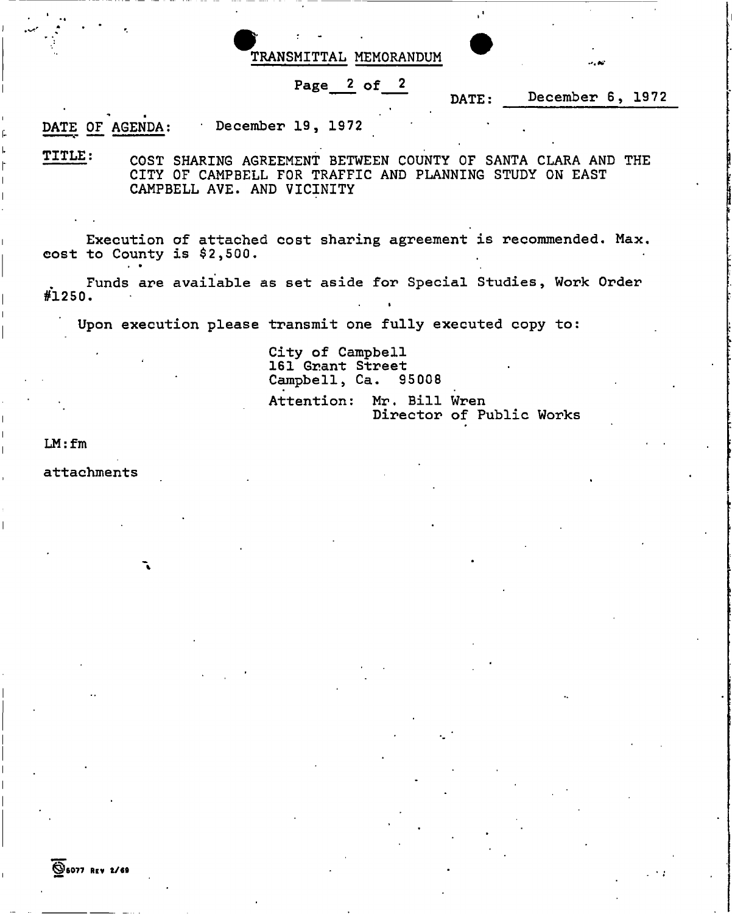# TRANSMITTAL MEMORANDUM

DATE: December 6, 1972

DATE OF AGENDA: December 19, 1972

TITLE: COST SHARING AGREEMENT BETWEEN COUNTY OF SANTA CLARA AND THE CITY OF CAMPBELL FOR TRAFFIC AND PLANNING STUDY ON EAST CAMPBELL AVE. AND VICINITY

Execution of attached cost sharing agreement is recommended. Max. cost to County is $2,500.

Funds are available as set aside for Special Studies, Work Order #1250.

Upon execution please transmit one fully executed copy to:

City of Campbell
161 Grant Street
Campbell, Ca. 95008

Attention: Mr. Bill Wren
Director of Public Works

LM:fm

attachments

6077 REV 2/69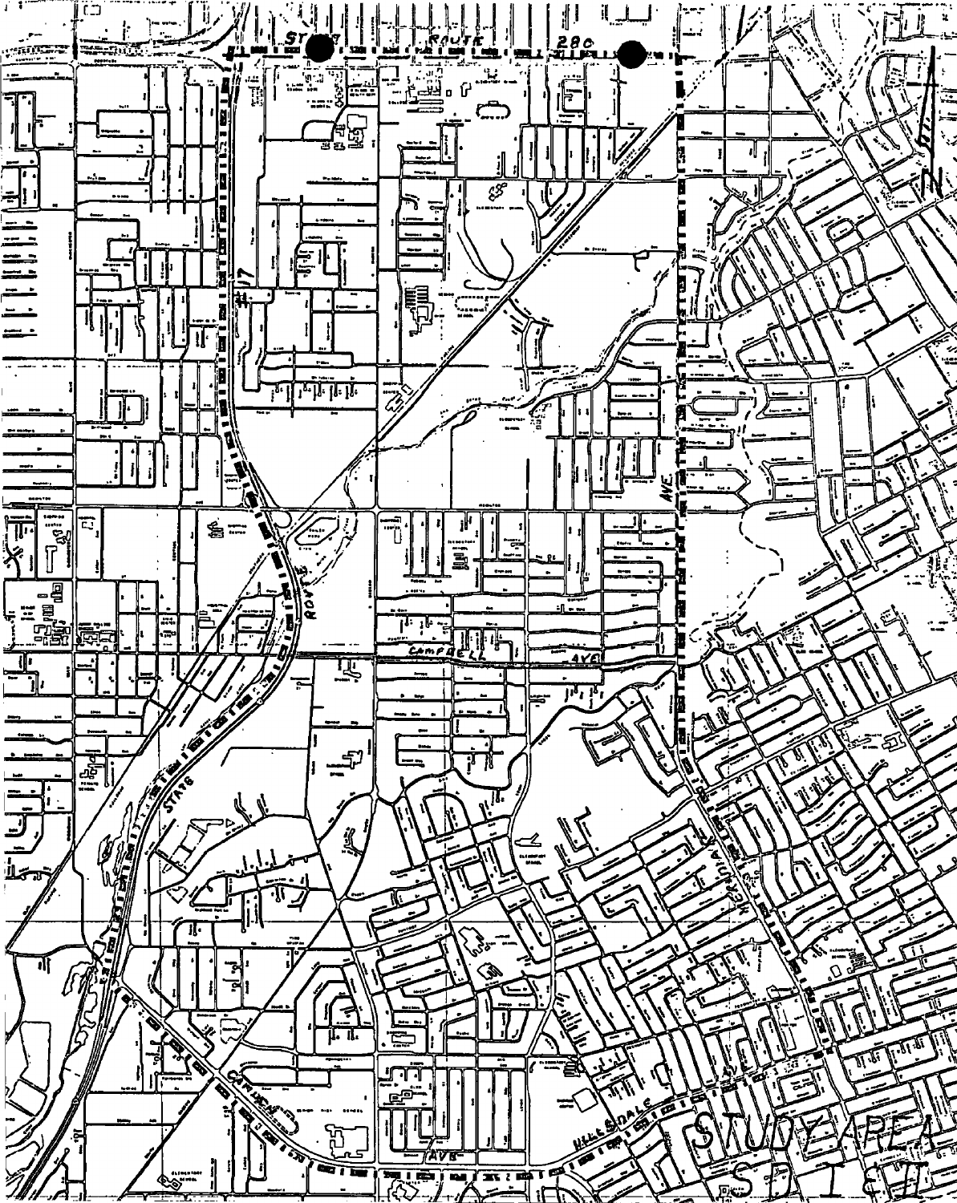STATE ROUTE 280

17

ROUTE

STATE

CAMPBELL AVE

AVE

CAMDEN

HILLSDALE

AVE

STUDY AREA

N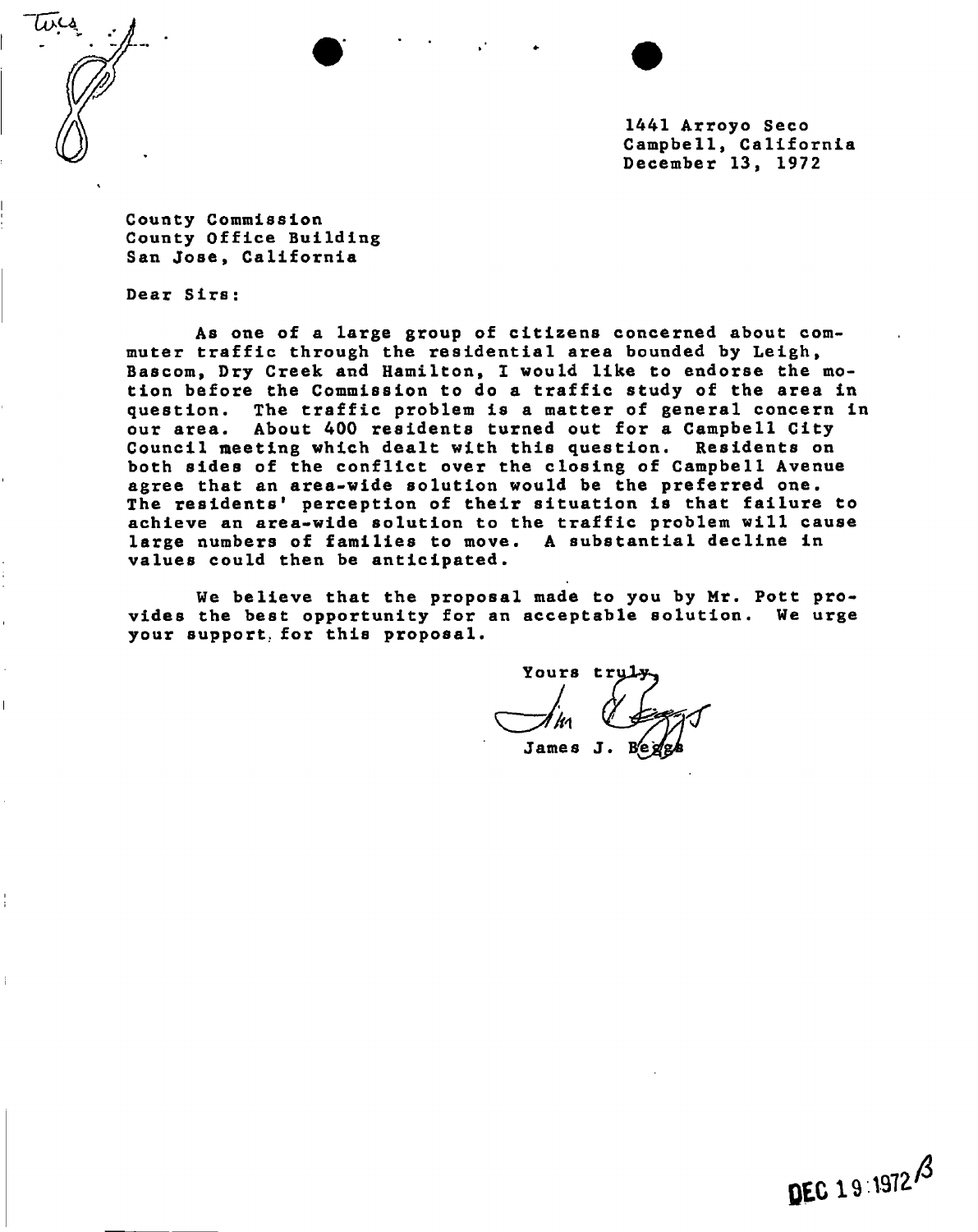1441 Arroyo Seco
Campbell, California
December 13, 1972

County Commission
County Office Building
San Jose, California

Dear Sirs:

As one of a large group of citizens concerned about commuter traffic through the residential area bounded by Leigh, Bascom, Dry Creek and Hamilton, I would like to endorse the motion before the Commission to do a traffic study of the area in question. The traffic problem is a matter of general concern in our area. About 400 residents turned out for a Campbell City Council meeting which dealt with this question. Residents on both sides of the conflict over the closing of Campbell Avenue agree that an area-wide solution would be the preferred one. The residents' perception of their situation is that failure to achieve an area-wide solution to the traffic problem will cause large numbers of families to move. A substantial decline in values could then be anticipated.

We believe that the proposal made to you by Mr. Pott provides the best opportunity for an acceptable solution. We urge your support for this proposal.

Yours truly,

Jim Beggs

James J. Beggs

DEC 19 1972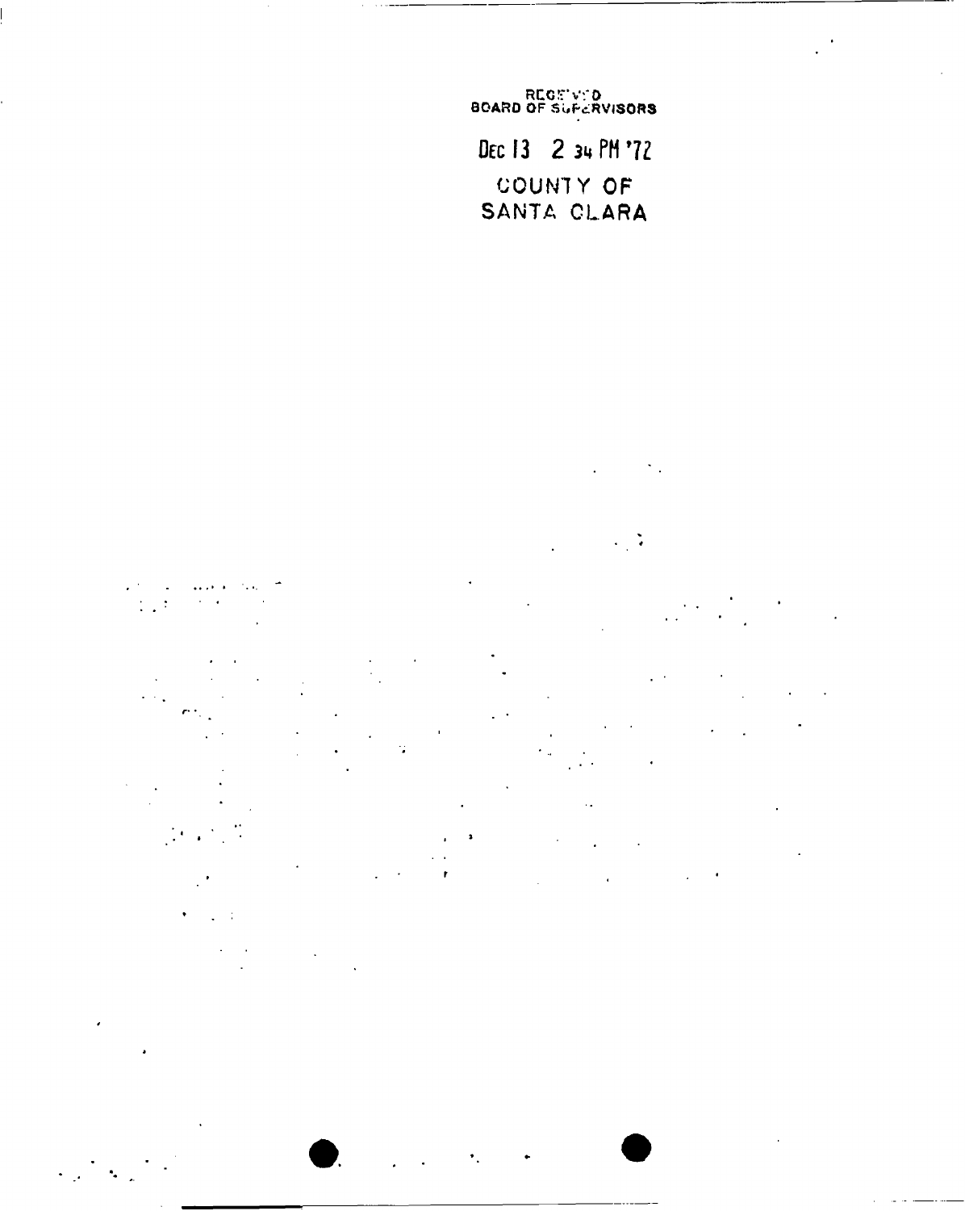RECEIVED
BOARD OF SUPERVISORS

DEC 13 2 34 PM '72

COUNTY OF
SANTA CLARA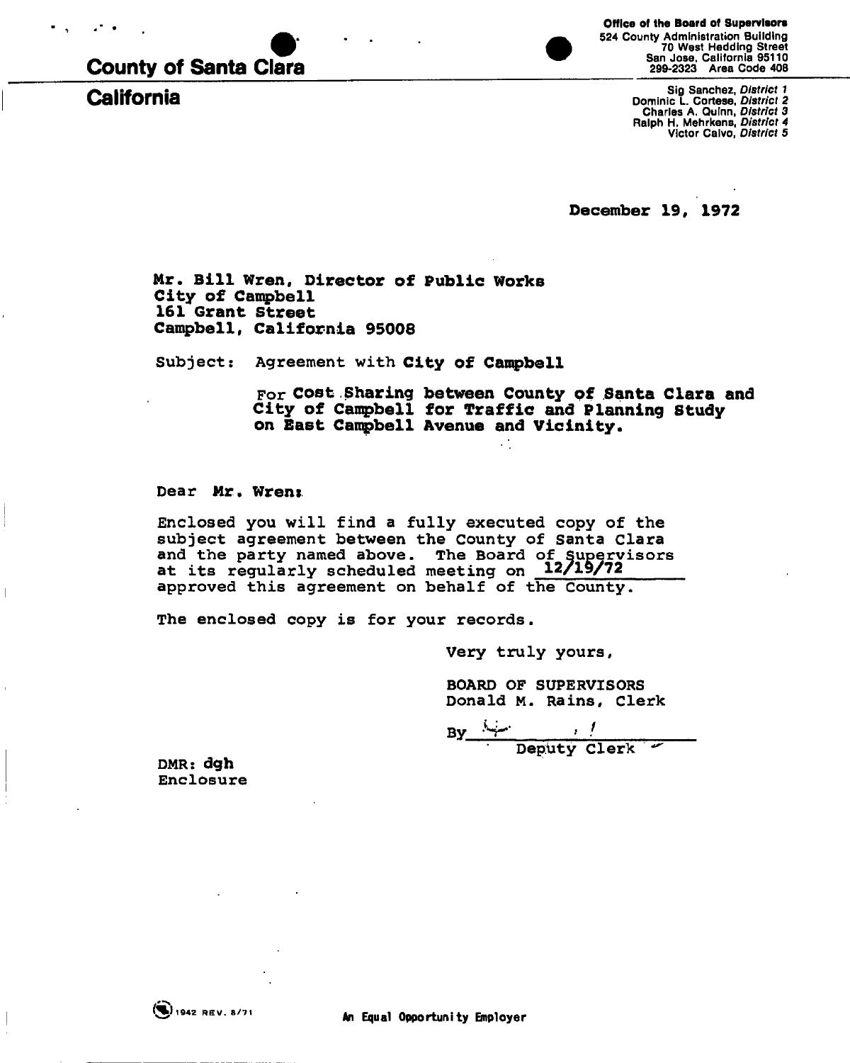**County of Santa Clara**

**California**

**Office of the Board of Supervisors**
524 County Administration Building
70 West Hedding Street
San Jose, California 95110
299-2323 Area Code 408

Sig Sanchez, *District 1*
Dominic L. Cortese, *District 2*
Charles A. Quinn, *District 3*
Ralph H. Mehrkens, *District 4*
Victor Calvo, *District 5*

December 19, 1972

Mr. Bill Wren, Director of Public Works
City of Campbell
161 Grant Street
Campbell, California 95008

Subject: Agreement with **City of Campbell**

For **Cost Sharing between County of Santa Clara and City of Campbell for Traffic and Planning Study on East Campbell Avenue and Vicinity.**

Dear Mr. Wren:

Enclosed you will find a fully executed copy of the subject agreement between the County of Santa Clara and the party named above. The Board of Supervisors at its regularly scheduled meeting on 12/19/72 approved this agreement on behalf of the County.

The enclosed copy is for your records.

Very truly yours,

BOARD OF SUPERVISORS
Donald M. Rains, Clerk

By \_\_\_\_\_\_\_\_\_\_\_\_\_\_\_\_\_\_\_\_
Deputy Clerk

DMR: dgh
Enclosure

1942 REV. 8/71

An Equal Opportunity Employer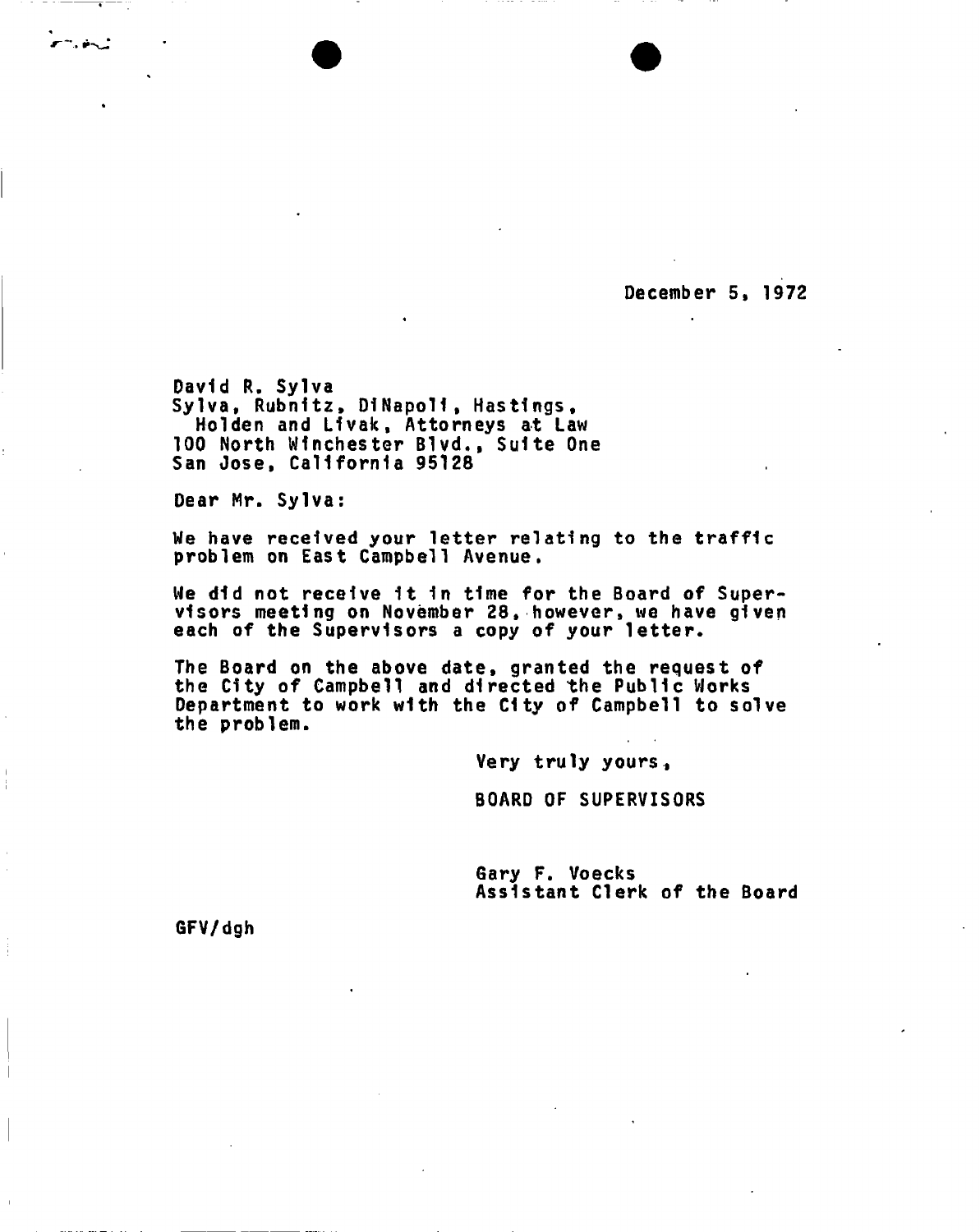December 5, 1972

David R. Sylva
Sylva, Rubnitz, DiNapoli, Hastings,
Holden and Livak, Attorneys at Law
100 North Winchester Blvd., Suite One
San Jose, California 95128

Dear Mr. Sylva:

We have received your letter relating to the traffic problem on East Campbell Avenue.

We did not receive it in time for the Board of Supervisors meeting on November 28, however, we have given each of the Supervisors a copy of your letter.

The Board on the above date, granted the request of the City of Campbell and directed the Public Works Department to work with the City of Campbell to solve the problem.

Very truly yours,

BOARD OF SUPERVISORS

Gary F. Voecks
Assistant Clerk of the Board

GFV/dgh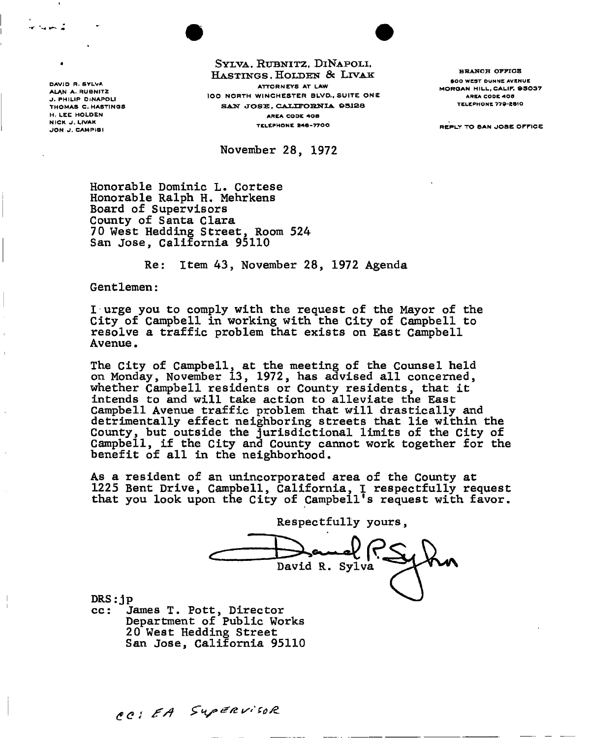DAVID R. SYLVA
ALAN A. RUBNITZ
J. PHILIP DINAPOLI
THOMAS C. HASTINGS
H. LEE HOLDEN
NICK J. LIVAK
JON J. CAMPISI

SYLVA, RUBNITZ, DINAPOLI, HASTINGS, HOLDEN & LIVAK
ATTORNEYS AT LAW
100 NORTH WINCHESTER BLVD., SUITE ONE
SAN JOSE, CALIFORNIA 95128
AREA CODE 408
TELEPHONE 246-7700

BRANCH OFFICE
800 WEST DUNNE AVENUE
MORGAN HILL, CALIF. 95037
AREA CODE 408
TELEPHONE 779-2810

REPLY TO SAN JOSE OFFICE

November 28, 1972

Honorable Dominic L. Cortese
Honorable Ralph H. Mehrkens
Board of Supervisors
County of Santa Clara
70 West Hedding Street, Room 524
San Jose, California 95110

Re: Item 43, November 28, 1972 Agenda

Gentlemen:

I urge you to comply with the request of the Mayor of the City of Campbell in working with the City of Campbell to resolve a traffic problem that exists on East Campbell Avenue.

The City of Campbell, at the meeting of the Counsel held on Monday, November 13, 1972, has advised all concerned, whether Campbell residents or County residents, that it intends to and will take action to alleviate the East Campbell Avenue traffic problem that will drastically and detrimentally effect neighboring streets that lie within the County, but outside the jurisdictional limits of the City of Campbell, if the City and County cannot work together for the benefit of all in the neighborhood.

As a resident of an unincorporated area of the County at 1225 Bent Drive, Campbell, California, I respectfully request that you look upon the City of Campbell's request with favor.

Respectfully yours,

David R. Sylva

DRS:jp
cc: James T. Pott, Director
Department of Public Works
20 West Hedding Street
San Jose, California 95110

cc: EA Supervisor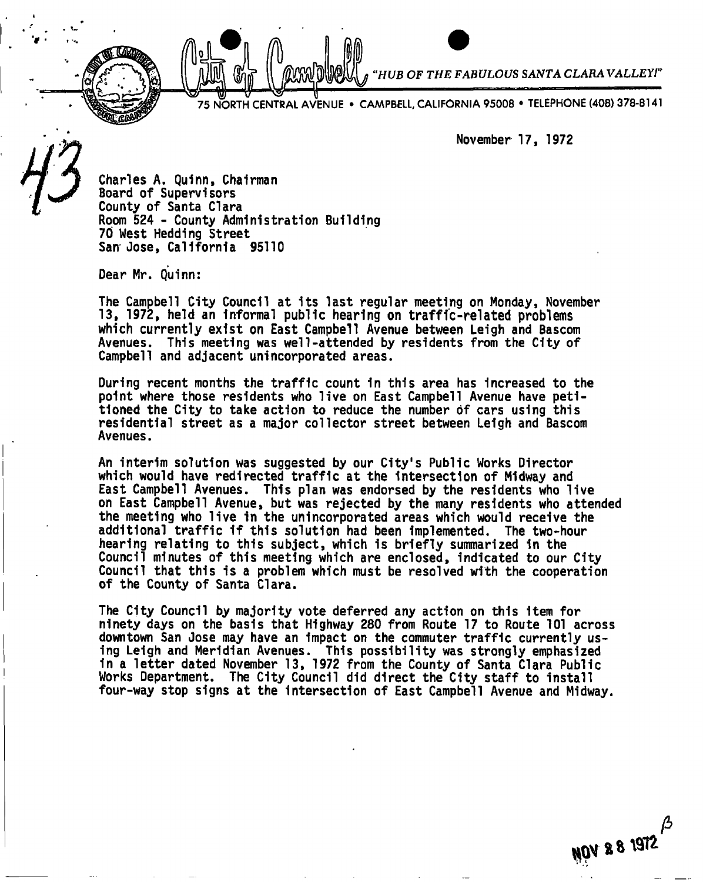# City of Campbell

*"HUB OF THE FABULOUS SANTA CLARA VALLEY!"*

75 NORTH CENTRAL AVENUE • CAMPBELL, CALIFORNIA 95008 • TELEPHONE (408) 378-8141

43

November 17, 1972

Charles A. Quinn, Chairman
Board of Supervisors
County of Santa Clara
Room 524 - County Administration Building
70 West Hedding Street
San Jose, California 95110

Dear Mr. Quinn:

The Campbell City Council at its last regular meeting on Monday, November 13, 1972, held an informal public hearing on traffic-related problems which currently exist on East Campbell Avenue between Leigh and Bascom Avenues. This meeting was well-attended by residents from the City of Campbell and adjacent unincorporated areas.

During recent months the traffic count in this area has increased to the point where those residents who live on East Campbell Avenue have petitioned the City to take action to reduce the number of cars using this residential street as a major collector street between Leigh and Bascom Avenues.

An interim solution was suggested by our City's Public Works Director which would have redirected traffic at the intersection of Midway and East Campbell Avenues. This plan was endorsed by the residents who live on East Campbell Avenue, but was rejected by the many residents who attended the meeting who live in the unincorporated areas which would receive the additional traffic if this solution had been implemented. The two-hour hearing relating to this subject, which is briefly summarized in the Council minutes of this meeting which are enclosed, indicated to our City Council that this is a problem which must be resolved with the cooperation of the County of Santa Clara.

The City Council by majority vote deferred any action on this item for ninety days on the basis that Highway 280 from Route 17 to Route 101 across downtown San Jose may have an impact on the commuter traffic currently using Leigh and Meridian Avenues. This possibility was strongly emphasized in a letter dated November 13, 1972 from the County of Santa Clara Public Works Department. The City Council did direct the City staff to install four-way stop signs at the intersection of East Campbell Avenue and Midway.

NOV 28 1972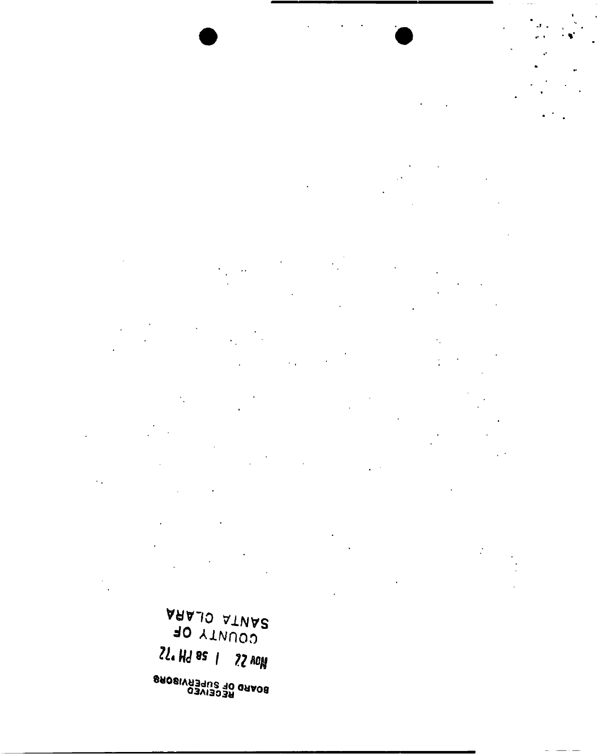RECEIVED
BOARD OF SUPERVISORS

NOV 22 1 58 PM '72

COUNTY OF
SANTA CLARA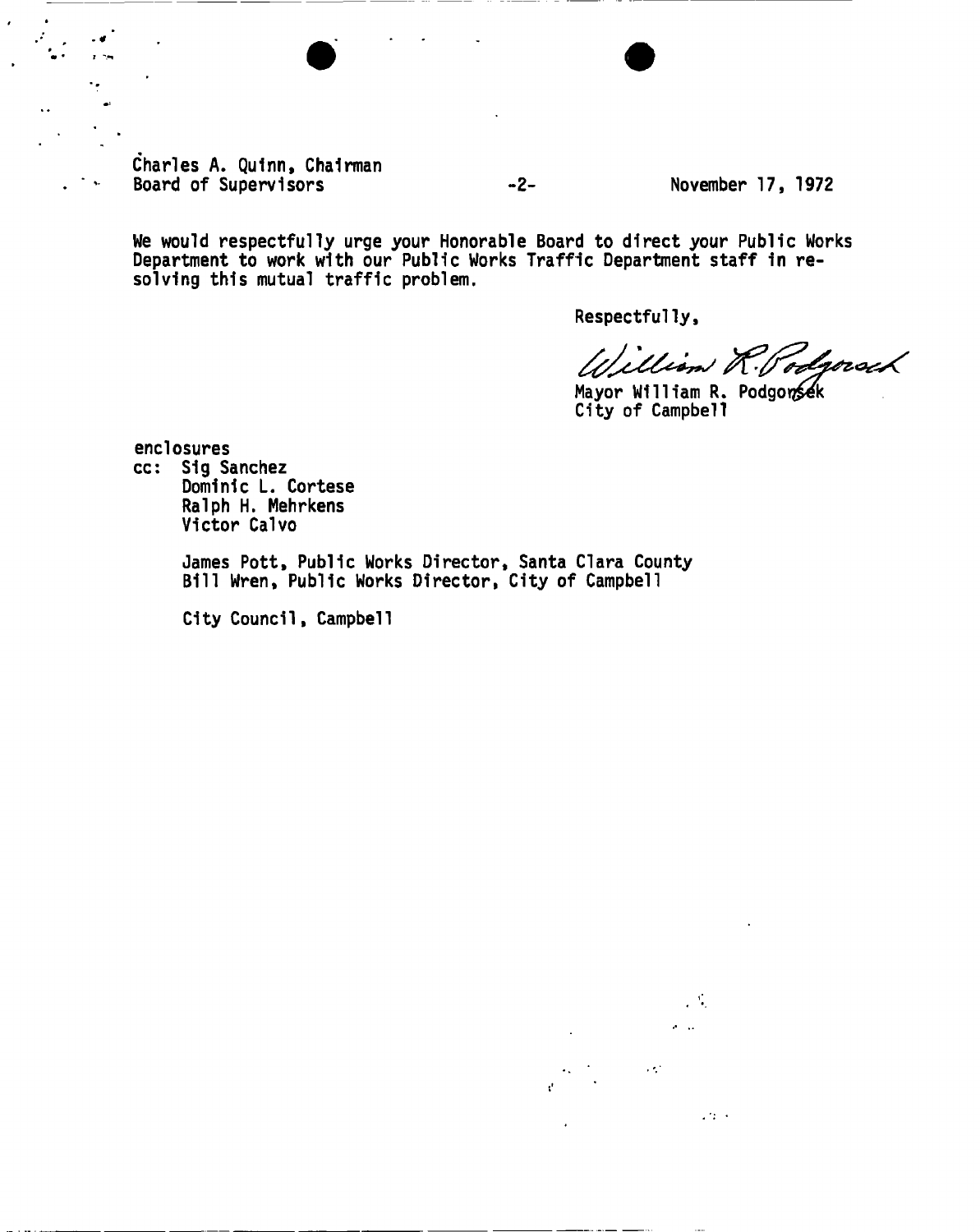Charles A. Quinn, Chairman
Board of Supervisors -2- November 17, 1972

We would respectfully urge your Honorable Board to direct your Public Works Department to work with our Public Works Traffic Department staff in resolving this mutual traffic problem.

Respectfully,

William R. Podgorsek

Mayor William R. Podgorsek
City of Campbell

enclosures

cc: Sig Sanchez
Dominic L. Cortese
Ralph H. Mehrkens
Victor Calvo

James Pott, Public Works Director, Santa Clara County
Bill Wren, Public Works Director, City of Campbell

City Council, Campbell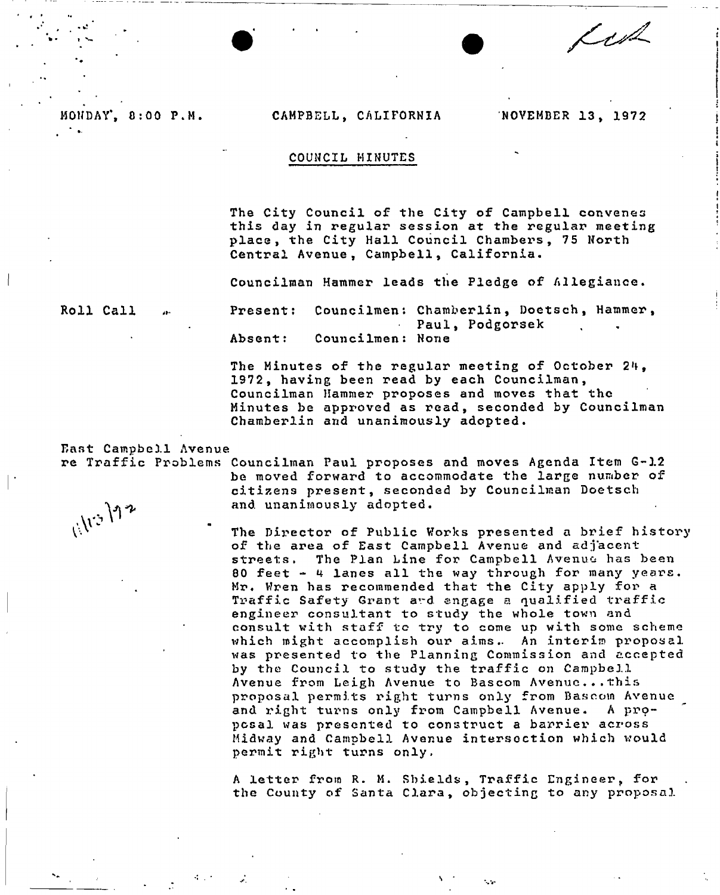MONDAY, 8:00 P.M. CAMPBELL, CALIFORNIA NOVEMBER 13, 1972

## COUNCIL MINUTES

The City Council of the City of Campbell convenes this day in regular session at the regular meeting place, the City Hall Council Chambers, 75 North Central Avenue, Campbell, California.

Councilman Hammer leads the Pledge of Allegiance.

**Roll Call**

Present: Councilmen: Chamberlin, Doetsch, Hammer, Paul, Podgorsek
Absent: Councilmen: None

The Minutes of the regular meeting of October 24, 1972, having been read by each Councilman, Councilman Hammer proposes and moves that the Minutes be approved as read, seconded by Councilman Chamberlin and unanimously adopted.

**East Campbell Avenue re Traffic Problems**

Councilman Paul proposes and moves Agenda Item G-12 be moved forward to accommodate the large number of citizens present, seconded by Councilman Doetsch and unanimously adopted.

The Director of Public Works presented a brief history of the area of East Campbell Avenue and adjacent streets. The Plan Line for Campbell Avenue has been 80 feet - 4 lanes all the way through for many years. Mr. Wren has recommended that the City apply for a Traffic Safety Grant and engage a qualified traffic engineer consultant to study the whole town and consult with staff to try to come up with some scheme which might accomplish our aims. An interim proposal was presented to the Planning Commission and accepted by the Council to study the traffic on Campbell Avenue from Leigh Avenue to Bascom Avenue...this proposal permits right turns only from Bascom Avenue and right turns only from Campbell Avenue. A proposal was presented to construct a barrier across Midway and Campbell Avenue intersection which would permit right turns only.

A letter from R. M. Shields, Traffic Engineer, for the County of Santa Clara, objecting to any proposal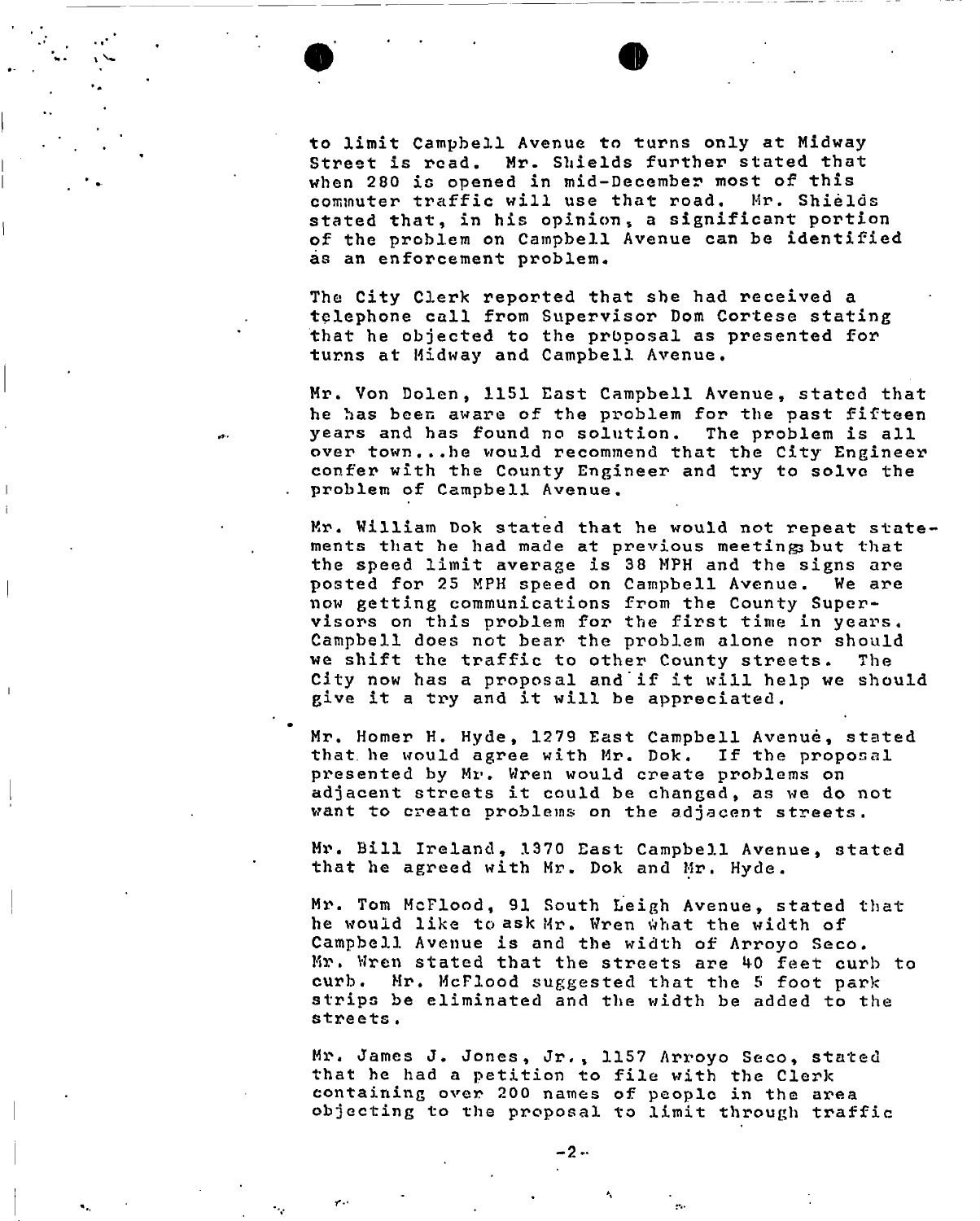to limit Campbell Avenue to turns only at Midway Street is read. Mr. Shields further stated that when 280 is opened in mid-December most of this commuter traffic will use that road. Mr. Shields stated that, in his opinion, a significant portion of the problem on Campbell Avenue can be identified as an enforcement problem.

The City Clerk reported that she had received a telephone call from Supervisor Dom Cortese stating that he objected to the proposal as presented for turns at Midway and Campbell Avenue.

Mr. Von Dolen, 1151 East Campbell Avenue, stated that he has been aware of the problem for the past fifteen years and has found no solution. The problem is all over town...he would recommend that the City Engineer confer with the County Engineer and try to solve the problem of Campbell Avenue.

Mr. William Dok stated that he would not repeat statements that he had made at previous meetings but that the speed limit average is 38 MPH and the signs are posted for 25 MPH speed on Campbell Avenue. We are now getting communications from the County Supervisors on this problem for the first time in years. Campbell does not bear the problem alone nor should we shift the traffic to other County streets. The City now has a proposal and if it will help we should give it a try and it will be appreciated.

Mr. Homer H. Hyde, 1279 East Campbell Avenue, stated that he would agree with Mr. Dok. If the proposal presented by Mr. Wren would create problems on adjacent streets it could be changed, as we do not want to create problems on the adjacent streets.

Mr. Bill Ireland, 1370 East Campbell Avenue, stated that he agreed with Mr. Dok and Mr. Hyde.

Mr. Tom McFlood, 91 South Leigh Avenue, stated that he would like to ask Mr. Wren what the width of Campbell Avenue is and the width of Arroyo Seco. Mr. Wren stated that the streets are 40 feet curb to curb. Mr. McFlood suggested that the 5 foot park strips be eliminated and the width be added to the streets.

Mr. James J. Jones, Jr., 1157 Arroyo Seco, stated that he had a petition to file with the Clerk containing over 200 names of people in the area objecting to the proposal to limit through traffic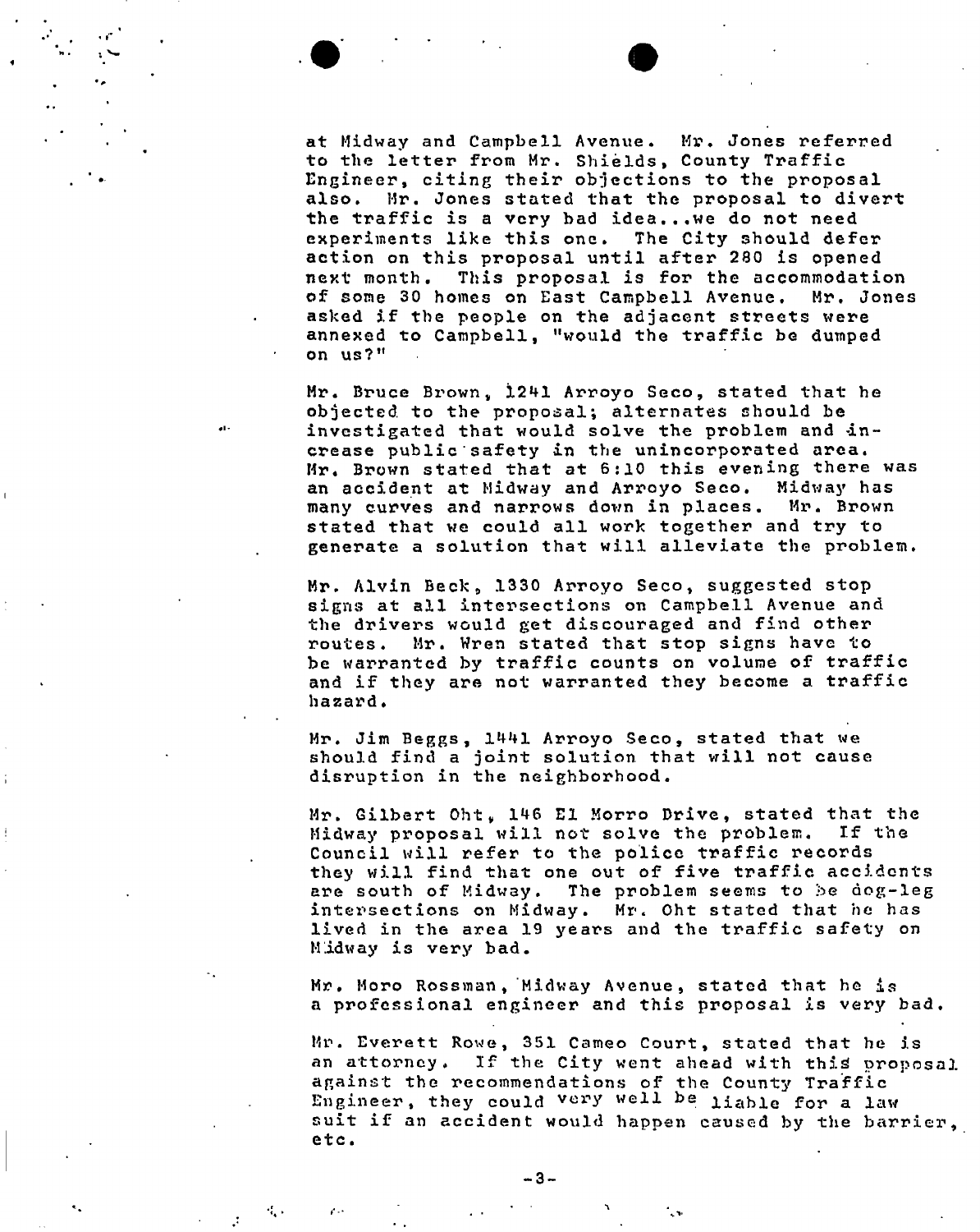at Midway and Campbell Avenue. Mr. Jones referred to the letter from Mr. Shields, County Traffic Engineer, citing their objections to the proposal also. Mr. Jones stated that the proposal to divert the traffic is a very bad idea...we do not need experiments like this one. The City should defer action on this proposal until after 280 is opened next month. This proposal is for the accommodation of some 30 homes on East Campbell Avenue. Mr. Jones asked if the people on the adjacent streets were annexed to Campbell, "would the traffic be dumped on us?"

Mr. Bruce Brown, 1241 Arroyo Seco, stated that he objected to the proposal; alternates should be investigated that would solve the problem and increase public safety in the unincorporated area. Mr. Brown stated that at 6:10 this evening there was an accident at Midway and Arroyo Seco. Midway has many curves and narrows down in places. Mr. Brown stated that we could all work together and try to generate a solution that will alleviate the problem.

Mr. Alvin Beck, 1330 Arroyo Seco, suggested stop signs at all intersections on Campbell Avenue and the drivers would get discouraged and find other routes. Mr. Wren stated that stop signs have to be warranted by traffic counts on volume of traffic and if they are not warranted they become a traffic hazard.

Mr. Jim Beggs, 1441 Arroyo Seco, stated that we should find a joint solution that will not cause disruption in the neighborhood.

Mr. Gilbert Oht, 146 El Morro Drive, stated that the Midway proposal will not solve the problem. If the Council will refer to the police traffic records they will find that one out of five traffic accidents are south of Midway. The problem seems to be dog-leg intersections on Midway. Mr. Oht stated that he has lived in the area 19 years and the traffic safety on Midway is very bad.

Mr. Moro Rossman, Midway Avenue, stated that he is a professional engineer and this proposal is very bad.

Mr. Everett Rowe, 351 Cameo Court, stated that he is an attorney. If the City went ahead with this proposal against the recommendations of the County Traffic Engineer, they could very well be liable for a law suit if an accident would happen caused by the barrier, etc.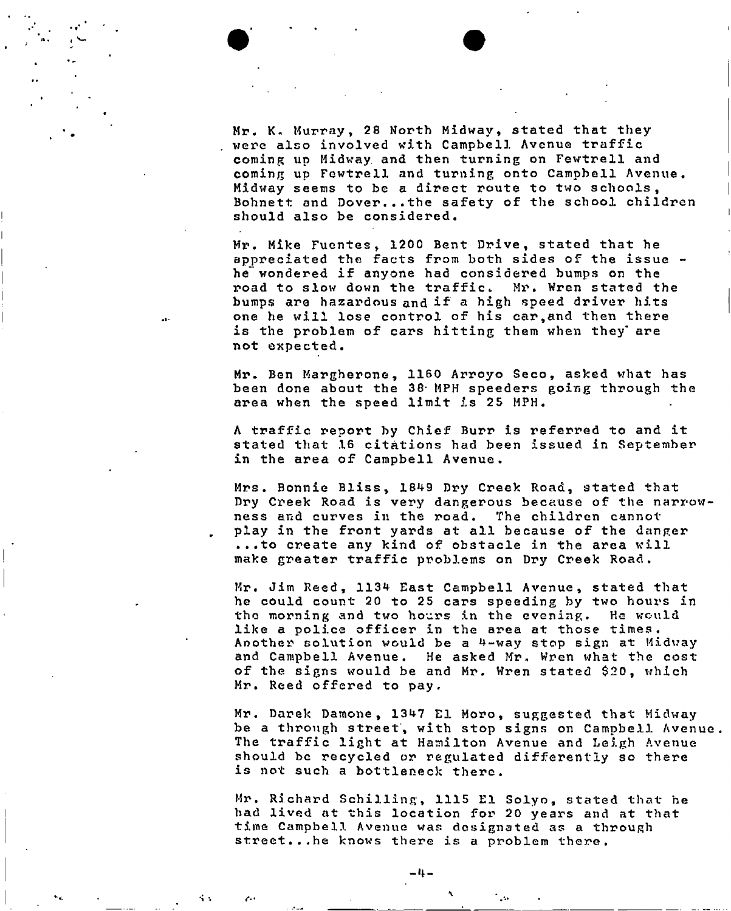Mr. K. Murray, 28 North Midway, stated that they were also involved with Campbell Avenue traffic coming up Midway and then turning on Fewtrell and coming up Fewtrell and turning onto Campbell Avenue. Midway seems to be a direct route to two schools, Bohnett and Dover...the safety of the school children should also be considered.

Mr. Mike Fuentes, 1200 Bent Drive, stated that he appreciated the facts from both sides of the issue - he wondered if anyone had considered bumps on the road to slow down the traffic. Mr. Wren stated the bumps are hazardous and if a high speed driver hits one he will lose control of his car, and then there is the problem of cars hitting them when they are not expected.

Mr. Ben Margherone, 1160 Arroyo Seco, asked what has been done about the 38 MPH speeders going through the area when the speed limit is 25 MPH.

A traffic report by Chief Burr is referred to and it stated that 16 citations had been issued in September in the area of Campbell Avenue.

Mrs. Bonnie Bliss, 1849 Dry Creek Road, stated that Dry Creek Road is very dangerous because of the narrowness and curves in the road. The children cannot play in the front yards at all because of the danger ...to create any kind of obstacle in the area will make greater traffic problems on Dry Creek Road.

Mr. Jim Reed, 1134 East Campbell Avenue, stated that he could count 20 to 25 cars speeding by two hours in the morning and two hours in the evening. He would like a police officer in the area at those times. Another solution would be a 4-way stop sign at Midway and Campbell Avenue. He asked Mr. Wren what the cost of the signs would be and Mr. Wren stated $20, which Mr. Reed offered to pay.

Mr. Darek Damone, 1347 El Moro, suggested that Midway be a through street, with stop signs on Campbell Avenue. The traffic light at Hamilton Avenue and Leigh Avenue should be recycled or regulated differently so there is not such a bottleneck there.

Mr. Richard Schilling, 1115 El Solyo, stated that he had lived at this location for 20 years and at that time Campbell Avenue was designated as a through street...he knows there is a problem there.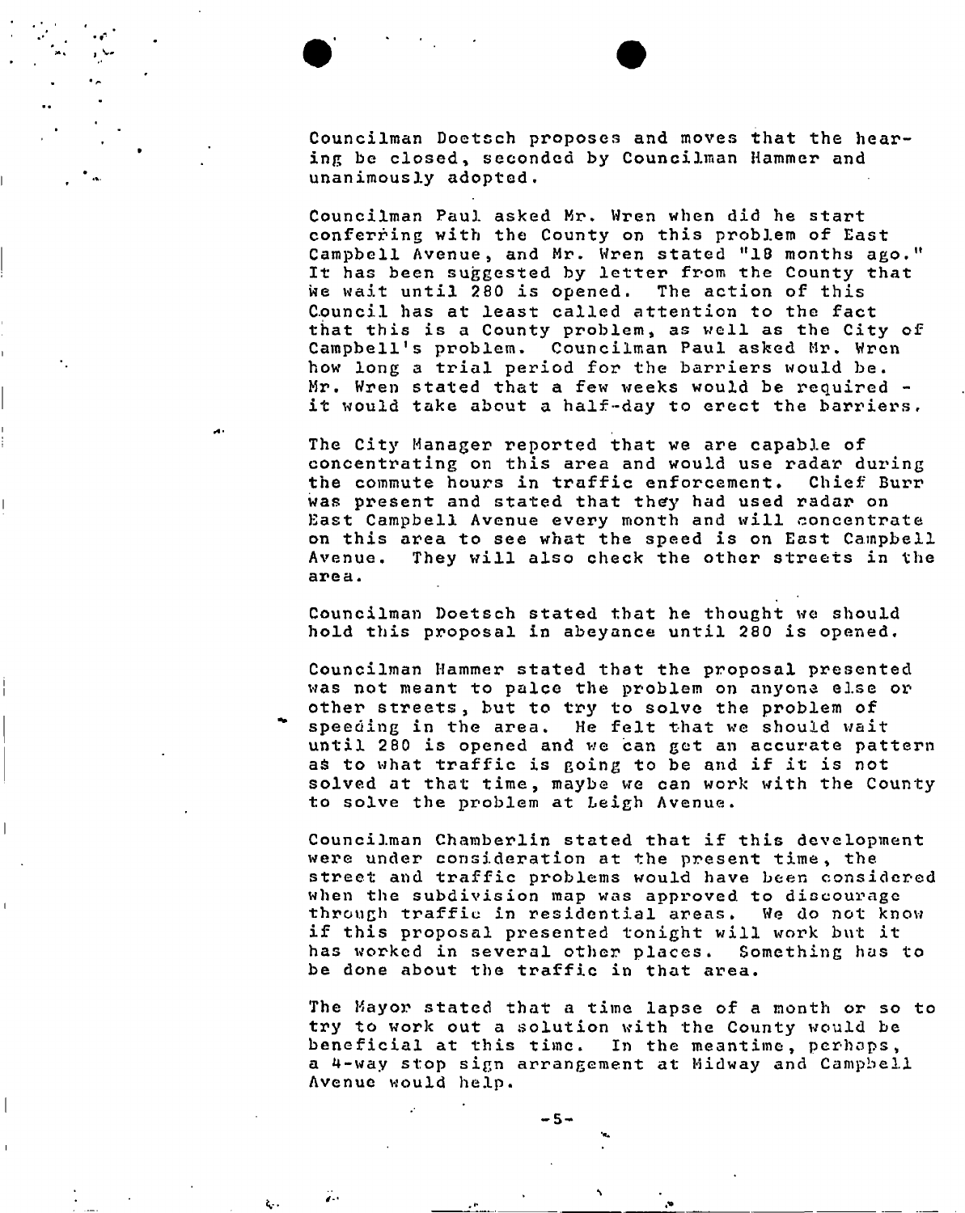Councilman Doetsch proposes and moves that the hearing be closed, seconded by Councilman Hammer and unanimously adopted.

Councilman Paul asked Mr. Wren when did he start conferring with the County on this problem of East Campbell Avenue, and Mr. Wren stated "18 months ago." It has been suggested by letter from the County that we wait until 280 is opened. The action of this Council has at least called attention to the fact that this is a County problem, as well as the City of Campbell's problem. Councilman Paul asked Mr. Wren how long a trial period for the barriers would be. Mr. Wren stated that a few weeks would be required - it would take about a half-day to erect the barriers.

The City Manager reported that we are capable of concentrating on this area and would use radar during the commute hours in traffic enforcement. Chief Burr was present and stated that they had used radar on East Campbell Avenue every month and will concentrate on this area to see what the speed is on East Campbell Avenue. They will also check the other streets in the area.

Councilman Doetsch stated that he thought we should hold this proposal in abeyance until 280 is opened.

Councilman Hammer stated that the proposal presented was not meant to palce the problem on anyone else or other streets, but to try to solve the problem of speeding in the area. He felt that we should wait until 280 is opened and we can get an accurate pattern as to what traffic is going to be and if it is not solved at that time, maybe we can work with the County to solve the problem at Leigh Avenue.

Councilman Chamberlin stated that if this development were under consideration at the present time, the street and traffic problems would have been considered when the subdivision map was approved to discourage through traffic in residential areas. We do not know if this proposal presented tonight will work but it has worked in several other places. Something has to be done about the traffic in that area.

The Mayor stated that a time lapse of a month or so to try to work out a solution with the County would be beneficial at this time. In the meantime, perhaps, a 4-way stop sign arrangement at Midway and Campbell Avenue would help.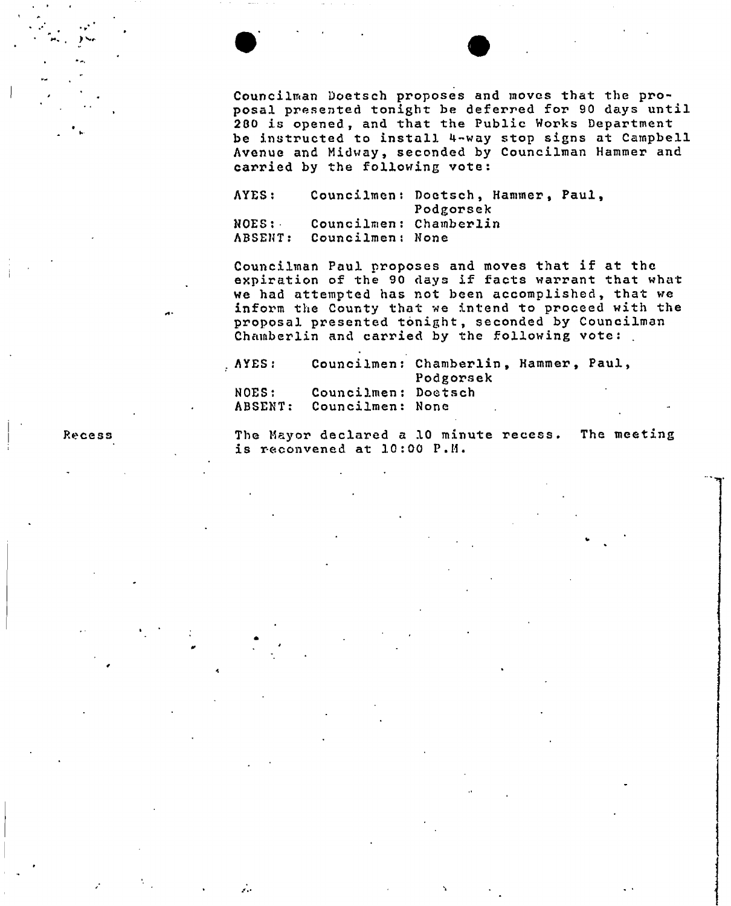Councilman Doetsch proposes and moves that the proposal presented tonight be deferred for 90 days until 280 is opened, and that the Public Works Department be instructed to install 4-way stop signs at Campbell Avenue and Midway, seconded by Councilman Hammer and carried by the following vote:

AYES: Councilmen: Doetsch, Hammer, Paul, Podgorsek
NOES: Councilmen: Chamberlin
ABSENT: Councilmen: None

Councilman Paul proposes and moves that if at the expiration of the 90 days if facts warrant that what we had attempted has not been accomplished, that we inform the County that we intend to proceed with the proposal presented tonight, seconded by Councilman Chamberlin and carried by the following vote:

AYES: Councilmen: Chamberlin, Hammer, Paul, Podgorsek
NOES: Councilmen: Doetsch
ABSENT: Councilmen: None

Recess

The Mayor declared a 10 minute recess. The meeting is reconvened at 10:00 P.M.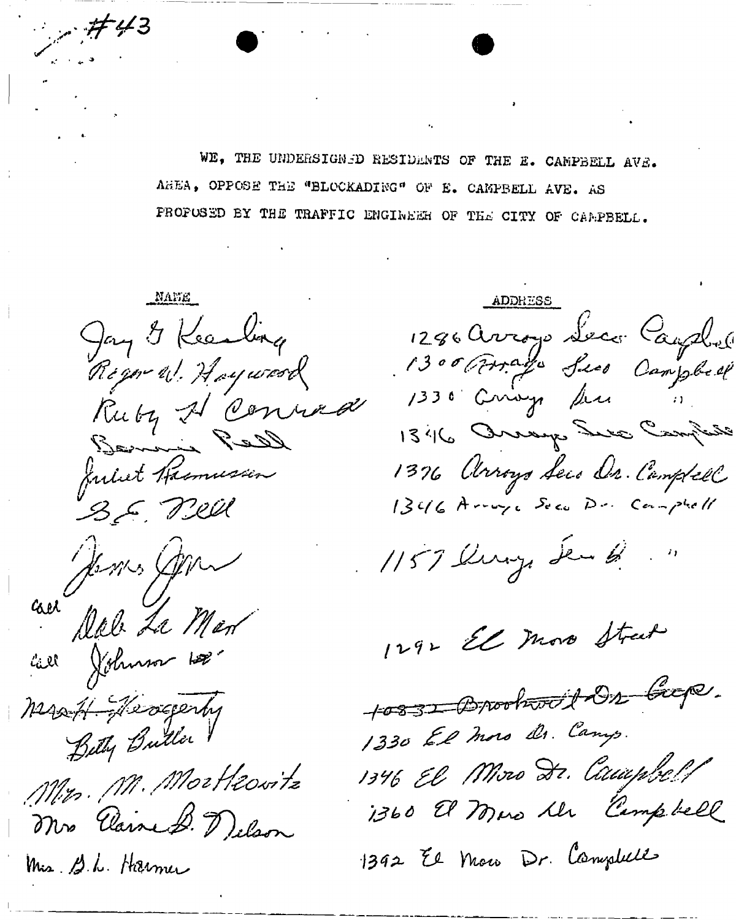#43

WE, THE UNDERSIGNED RESIDENTS OF THE E. CAMPBELL AVE. AREA, OPPOSE THE "BLOCKADING" OF E. CAMPBELL AVE. AS PROPOSED BY THE TRAFFIC ENGINEER OF THE CITY OF CAMPBELL.

| NAME | ADDRESS |
|---|---|
| Jay G Keating | 1286 Arroyo Seco Campbell |
| Roger W. Haywood | 1300 Arroyo Seco Campbell |
| Ruby H Conrad | 1330 Arroyo Seco " |
| Bonnie Bell | 1346 Arroyo Seco Campbell |
| Juliet Rasmussen | 1376 Arroyo Seco Dr. Campbell |
| B. E. Bell | 1346 Arroyo Seco Dr. Campbell |
| James Jim | 1157 Arroyo Seco Dr. " |
| call Dale La Mar | |
| call Johnson | 1292 El Moro Street |
| Mrs H. Heagerty | ~~10832 Brookwood Dr. Cup.~~ |
| Betty Butler | 1330 El Moro Dr. Camp. |
| Mrs. M. Moszkowitz | 1346 El Moro Dr. Campbell |
| Mrs Elaine B. Nelson | 1360 El Moro Dr Campbell |
| Mrs. B.L. Harmer | 1392 El Moro Dr. Campbell |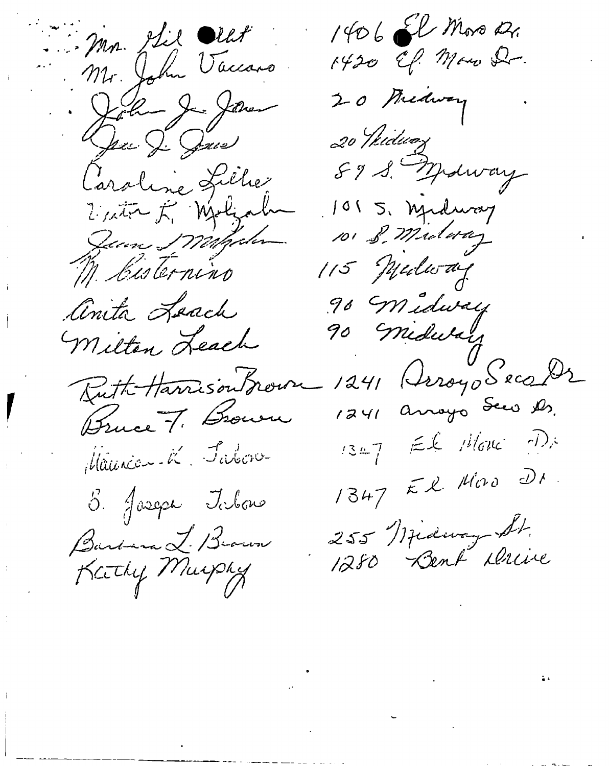| | |
|---|---|
| Mr. Gil Ott | 1406 El Moro Dr. |
| Mr. John Vaccaro | 1420 El Moro Dr. |
| John J. Jones | 20 Midway |
| Jean J. Jones | 20 Midway |
| Caroline Lilhe | 89 S. Midway |
| Victor E. Molzahn | 101 S. Midway |
| Jean S. Molzahn | 101 S. Midway |
| M. Cisternino | 115 Midway |
| Anita Leach | 90 Midway |
| Milton Leach | 90 Midway |
| Ruth Harrison Brown | 1241 Arroyo Seco Dr |
| Bruce T. Brown | 1241 Arroyo Seco Dr. |
| Maureen K. Talbow | 1347 El Moro Dr |
| S. Joseph Talbow | 1347 El Moro Dr. |
| Barbara L. Brown | 255 Midway St. |
| Kathy Murphy | 1280 Bent Drive |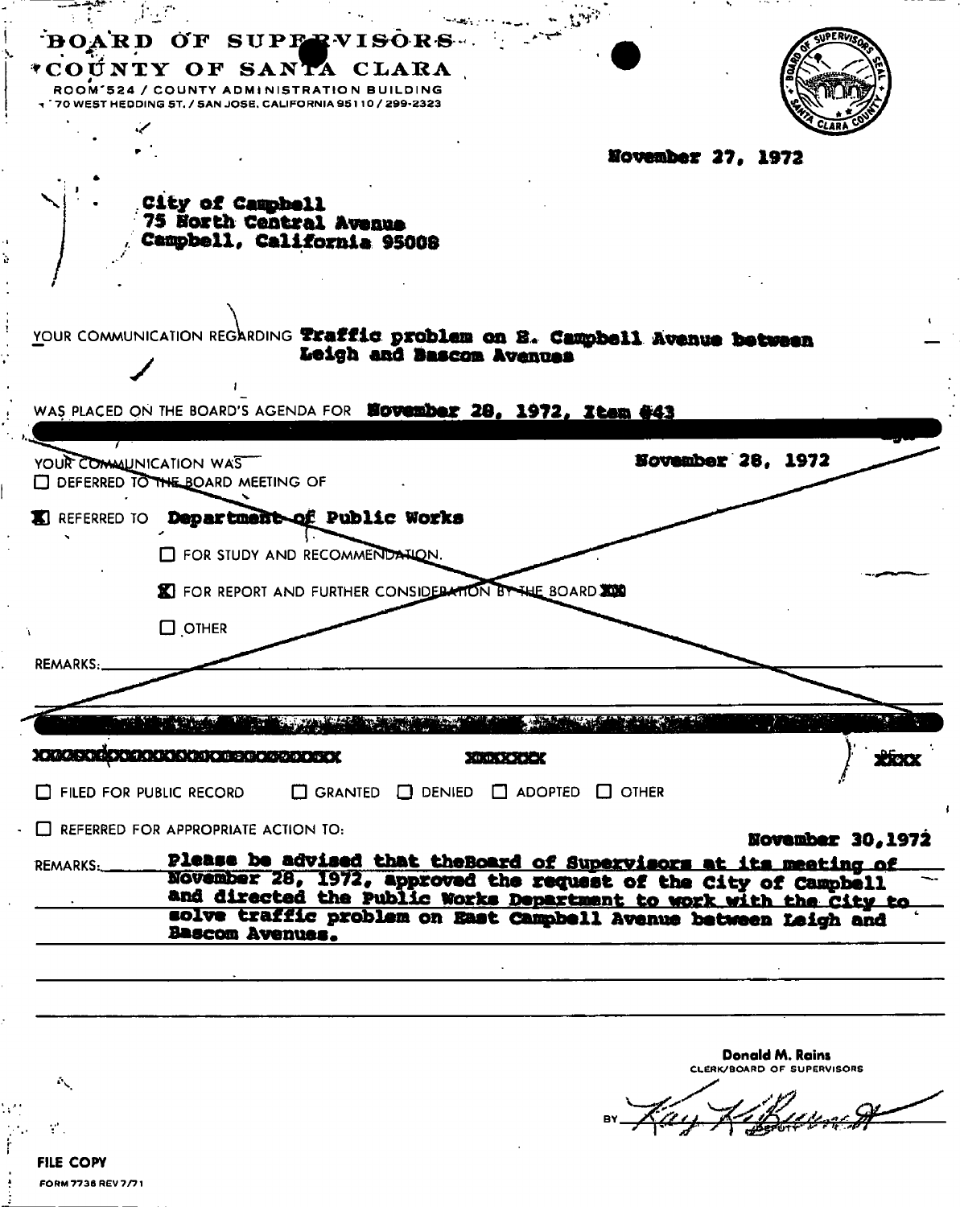# BOARD OF SUPERVISORS
# COUNTY OF SANTA CLARA

ROOM 524 / COUNTY ADMINISTRATION BUILDING
70 WEST HEDDING ST. / SAN JOSE, CALIFORNIA 95110 / 299-2323

November 27, 1972

City of Campbell
75 North Central Avenue
Campbell, California 95008

YOUR COMMUNICATION REGARDING **Traffic problem on E. Campbell Avenue between Leigh and Bascom Avenues**

WAS PLACED ON THE BOARD'S AGENDA FOR **November 28, 1972, Item #43**

YOUR COMMUNICATION WAS **November 28, 1972**

☐ DEFERRED TO THE BOARD MEETING OF

☒ REFERRED TO **Department of Public Works**

☐ FOR STUDY AND RECOMMENDATION.

☒ FOR REPORT AND FURTHER CONSIDERATION BY THE BOARD XXX

☐ OTHER

REMARKS:

XXXXXXXXXXXXXXXXXXXXXXXXXXXX XXXXXXX XXXX

☐ FILED FOR PUBLIC RECORD ☐ GRANTED ☐ DENIED ☐ ADOPTED ☐ OTHER

☐ REFERRED FOR APPROPRIATE ACTION TO:

**November 30,1972**

REMARKS: **Please be advised that theBoard of Supervisors at its meeting of November 28, 1972, approved the request of the City of Campbell and directed the Public Works Department to work with the City to solve traffic problem on East Campbell Avenue between Leigh and Bascom Avenues.**

Donald M. Rains
CLERK/BOARD OF SUPERVISORS

BY [signature] DEPUTY

FILE COPY
FORM 7738 REV 7/71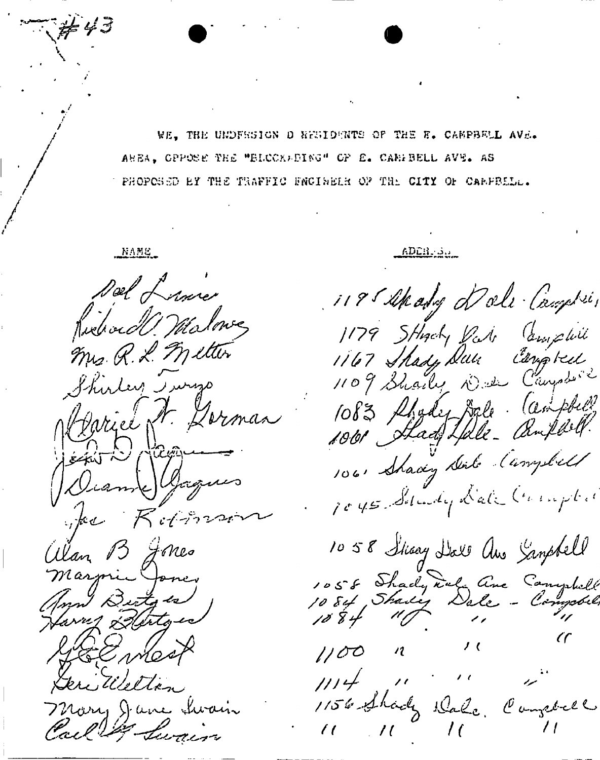#43

WE, THE UNDERSIGNED RESIDENTS OF THE E. CAMPBELL AVE. AREA, OPPOSE THE "BLOCKADING" OF E. CAMPBELL AVE. AS PROPOSED BY THE TRAFFIC ENGINEER OF THE CITY OF CAMPBELL.

| NAME | ADDRESS |
|---|---|
| Del Lanier | 1195 Shady Dale Campbell |
| Richard C. Malone | 1179 Shady Dale Campbell |
| Mrs. R. L. Metter | 1167 Shady Dale Campbell |
| Shirley Turgo | 1109 Shady Dale Campbell |
| Harriet N. Gorman | 1083 Shady Dale Campbell |
| J. D. Jaques | 1061 Shady Dale Campbell |
| Dianne Jaques | 1061 Shady Dale Campbell |
| Joe Robinson | 1045 Shady Dale Campbell |
| Alan B Jones | 1058 Shady Dale Ave Campbell |
| Marjorie Jones | 1058 Shady Dale Ave Campbell |
| Ann Bertges | 1084 Shady Dale - Campbell |
| Harry Bertges | 1084 " " " |
| G. E. Ernest | 1100 " " " |
| Geri Wetten | 1114 " " " |
| Mary Jane Swain | 1156 Shady Dale Campbell |
| Carl Swain | " " " " |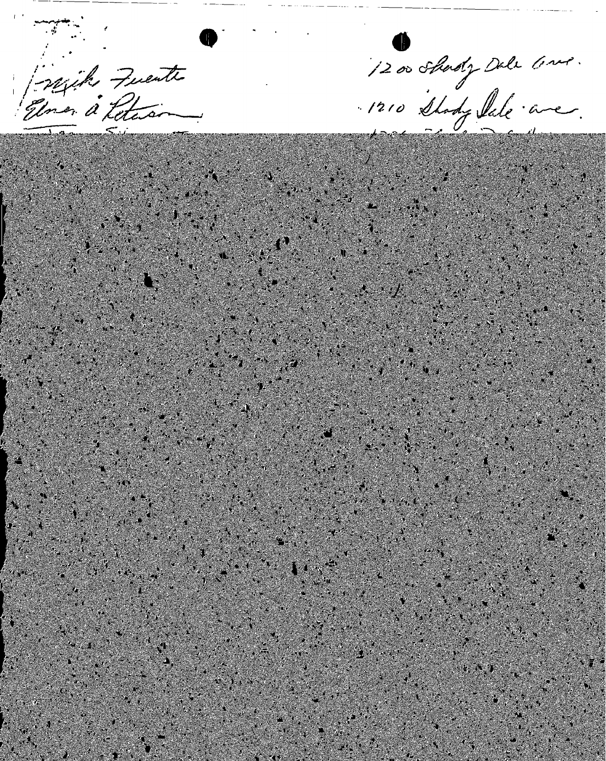Frijko Fuente
Elmer A Peterson

1200 Shady Dale Ave.
1210 Shady Dale Ave.